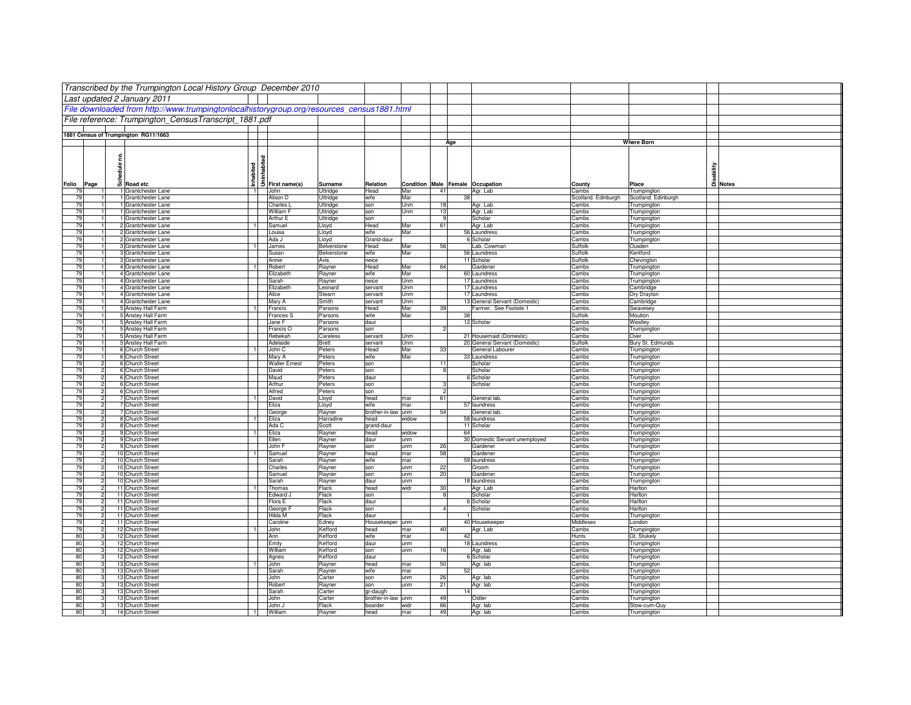*Transcribed by the Trumpington Local History Group December 2010*

*Last updated 2 January 2011*

*File downloaded from http://www.trumpingtonlocalhistorygroup.org/resources_census1881.html*

*File reference: Trumpington_CensusTranscript_1881.pdf*

**1881 Census of Trumpington RG11/1663**

| Folio | Page | Schedule no. | Road etc | Inhabited | Uninhabited | First name(s) | Surname | Relation | Condition | Age Male | Age Female | Occupation | Where Born County | Where Born Place | Disability | Notes |
|---|---|---|---|---|---|---|---|---|---|---|---|---|---|---|---|---|
| 79 | 1 | 1 | Grantchester Lane | 1 | | John | Uttridge | Head | Mar | 41 | | Agr. Lab | Cambs | Trumpington | | |
| 79 | 1 | 1 | Grantchester Lane | | | Alison D | Uttridge | wife | Mar | | 38 | | Scotland. Edinburgh | Scotland. Edinburgh | | |
| 79 | 1 | 1 | Grantchester Lane | | | Charles L | Uttridge | son | Unm | 18 | | Agr. Lab | Cambs | Trumpington | | |
| 79 | 1 | 1 | Grantchester Lane | | | William F | Uttridge | son | Unm | 13 | | Agr. Lab | Cambs | Trumpington | | |
| 79 | 1 | 1 | Grantchester Lane | | | Arthur E | Uttridge | son | | 9 | | Scholar | Cambs | Trumpington | | |
| 79 | 1 | 2 | Grantchester Lane | 1 | | Samuel | Lloyd | Head | Mar | 61 | | Agr. Lab | Cambs | Trumpington | | |
| 79 | 1 | 2 | Grantchester Lane | | | Louisa | Lloyd | wife | Mar | | 56 | Laundress | Cambs | Trumpington | | |
| 79 | 1 | 2 | Grantchester Lane | | | Ada J | Lloyd | Grand-daur | | | 6 | Scholar | Cambs | Trumpington | | |
| 79 | 1 | 3 | Grantchester Lane | 1 | | James | Belverstone | Head | Mar | 56 | | Lab. Cowman | Suffolk | Ousden | | |
| 79 | 1 | 3 | Grantchester Lane | | | Susan | Belverstone | wife | Mar | | 56 | Laundress | Suffolk | Kentford | | |
| 79 | 1 | 3 | Grantchester Lane | | | Annie | Avis | neice | | | 11 | Scholar | Suffolk | Chevington | | |
| 79 | 1 | 4 | Grantchester Lane | 1 | | Robert | Rayner | Head | Mar | 64 | | Gardener | Cambs | Trumpington | | |
| 79 | 1 | 4 | Grantchester Lane | | | Elizabeth | Rayner | wife | Mar | | 60 | Laundress | Cambs | Trumpington | | |
| 79 | 1 | 4 | Grantchester Lane | | | Sarah | Rayner | neice | Unm | | 17 | Laundress | Cambs | Trumpington | | |
| 79 | 1 | 4 | Grantchester Lane | | | Elizabeth | Leonard | servant | Unm | | 17 | Laundress | Cambs | Cambridge | | |
| 79 | 1 | 4 | Grantchester Lane | | | Alice | Stearn | servant | Unm | | 17 | Laundress | Cambs | Dry Drayton | | |
| 79 | 1 | 4 | Grantchester Lane | | | Mary A | Smith | servant | Unm | | 13 | General Servant (Domestic) | Cambs | Cambridge | | |
| 79 | 1 | 5 | Anstey Hall Farm | 1 | | Francis | Parsons | Head | Mar | 39 | | Farmer. See Footote 1 | Cambs | Swavesey | | |
| 79 | 1 | 5 | Anstey Hall Farm | | | Frances S | Parsons | wife | Mar | | 38 | | Suffolk | Moulton | | |
| 79 | 1 | 5 | Anstey Hall Farm | | | Jane F | Parsons | daur | | | 12 | Scholar | Cambs | Westley | | |
| 79 | 1 | 5 | Anstey Hall Farm | | | Francis O | Parsons | son | | 2 | | | Cambs | Trumpington | | |
| 79 | 1 | 5 | Anstey Hall Farm | | | Rebekah | Careless | servant | Unm | | 21 | Housemaid (Domestic) | Cambs | Over | | |
| 79 | 1 | 5 | Anstey Hall Farm | | | Adelaide | Brett | servant | Unm | | 20 | General Servant (Domestic) | Suffolk | Bury St. Edmunds | | |
| 79 | 1 | 6 | Church Street | 1 | | John C | Peters | Head | Mar | 33 | | General Labourer | Cambs | Trumpington | | |
| 79 | 1 | 6 | Church Street | | | Mary A | Peters | wife | Mar | | 33 | Laundress | Cambs | Trumpington | | |
| 79 | 2 | 6 | Church Street | | | Walter Ernest | Peters | son | | 11 | | Scholar | Cambs | Trumpington | | |
| 79 | 2 | 6 | Church Street | | | David | Peters | son | | 8 | | Scholar | Cambs | Trumpington | | |
| 79 | 2 | 6 | Church Street | | | Maud | Peters | daur | | | 6 | Scholar | Cambs | Trumpington | | |
| 79 | 2 | 6 | Church Street | | | Arthur | Peters | son | | 3 | | Scholar | Cambs | Trumpington | | |
| 79 | 2 | 6 | Church Street | | | Alfred | Peters | son | | 2 | | | Cambs | Trumpington | | |
| 79 | 2 | 7 | Church Street | 1 | | David | Lloyd | head | mar | 61 | | General lab. | Cambs | Trumpington | | |
| 79 | 2 | 7 | Church Street | | | Eliza | Lloyd | wife | mar | | 57 | laundress | Cambs | Trumpington | | |
| 79 | 2 | 7 | Church Street | | | George | Rayner | brother-in-law | unm | 54 | | General lab. | Cambs | Trumpington | | |
| 79 | 2 | 8 | Church Street | 1 | | Eliza | Harradine | head | widow | | 58 | laundress | Cambs | Trumpington | | |
| 79 | 2 | 8 | Church Street | | | Ada C | Scott | grand-daur | | | 11 | Scholar | Cambs | Trumpington | | |
| 79 | 2 | 9 | Church Street | 1 | | Eliza | Rayner | head | widow | | 64 | | Cambs | Trumpington | | |
| 79 | 2 | 9 | Church Street | | | Ellen | Rayner | daur | unm | | 30 | Domestic Servant unemployed | Cambs | Trumpington | | |
| 79 | 2 | 9 | Church Street | | | John F | Rayner | son | unm | 26 | | Gardener | Cambs | Trumpington | | |
| 79 | 2 | 10 | Church Street | 1 | | Samuel | Rayner | head | mar | 58 | | Gardener | Cambs | Trumpington | | |
| 79 | 2 | 10 | Church Street | | | Sarah | Rayner | wife | mar | | 59 | laundress | Cambs | Trumpington | | |
| 79 | 2 | 10 | Church Street | | | Charles | Rayner | son | unm | 22 | | Groom | Cambs | Trumpington | | |
| 79 | 2 | 10 | Church Street | | | Samuel | Rayner | son | unm | 20 | | Gardener | Cambs | Trumpington | | |
| 79 | 2 | 10 | Church Street | | | Sarah | Rayner | daur | unm | | 18 | laundress | Cambs | Trumpington | | |
| 79 | 2 | 11 | Church Street | 1 | | Thomas | Flack | head | widr | 30 | | Agr. Lab | Cambs | Harlton | | |
| 79 | 2 | 11 | Church Street | | | Edward J | Flack | son | | 8 | | Scholar | Cambs | Harlton | | |
| 79 | 2 | 11 | Church Street | | | Flora E | Flack | daur | | | 6 | Scholar | Cambs | Harlton | | |
| 79 | 2 | 11 | Church Street | | | George F | Flack | son | | 4 | | Scholar | Cambs | Harlton | | |
| 79 | 2 | 11 | Church Street | | | Hilda M | Flack | daur | | | 1 | | Cambs | Trumpington | | |
| 79 | 2 | 11 | Church Street | | | Caroline | Edney | Housekeeper | unm | | 40 | Housekeeper | Middlesex | London | | |
| 79 | 2 | 12 | Church Street | 1 | | John | Kefford | head | mar | 40 | | Agr. Lab | Cambs | Trumpington | | |
| 80 | 3 | 12 | Church Street | | | Ann | Kefford | wife | mar | | 42 | | Hunts | Gt. Stukely | | |
| 80 | 3 | 12 | Church Street | | | Emily | Kefford | daur | unm | | 18 | Laundress | Cambs | Trumpington | | |
| 80 | 3 | 12 | Church Street | | | William | Kefford | son | unm | 16 | | Agr. lab | Cambs | Trumpington | | |
| 80 | 3 | 12 | Church Street | | | Agnes | Kefford | daur | | | 6 | Scholar | Cambs | Trumpington | | |
| 80 | 3 | 13 | Church Street | 1 | | John | Rayner | head | mar | 50 | | Agr. lab | Cambs | Trumpington | | |
| 80 | 3 | 13 | Church Street | | | Sarah | Rayner | wife | mar | | 52 | | Cambs | Trumpington | | |
| 80 | 3 | 13 | Church Street | | | John | Carter | son | unm | 26 | | Agr. lab | Cambs | Trumpington | | |
| 80 | 3 | 13 | Church Street | | | Robert | Rayner | son | unm | 21 | | Agr. lab | Cambs | Trumpington | | |
| 80 | 3 | 13 | Church Street | | | Sarah | Carter | gr-daugh | | | 14 | | Cambs | Trumpington | | |
| 80 | 3 | 13 | Church Street | | | John | Carter | brother-in-law | unm | 49 | | Ostler | Cambs | Trumpington | | |
| 80 | 3 | 13 | Church Street | | | John J | Flack | boarder | widr | 66 | | Agr. lab | Cambs | Stow-cum-Quy | | |
| 80 | 3 | 14 | Church Street | 1 | | William | Rayner | head | mar | 49 | | Agr. lab | Cambs | Trumpington | | |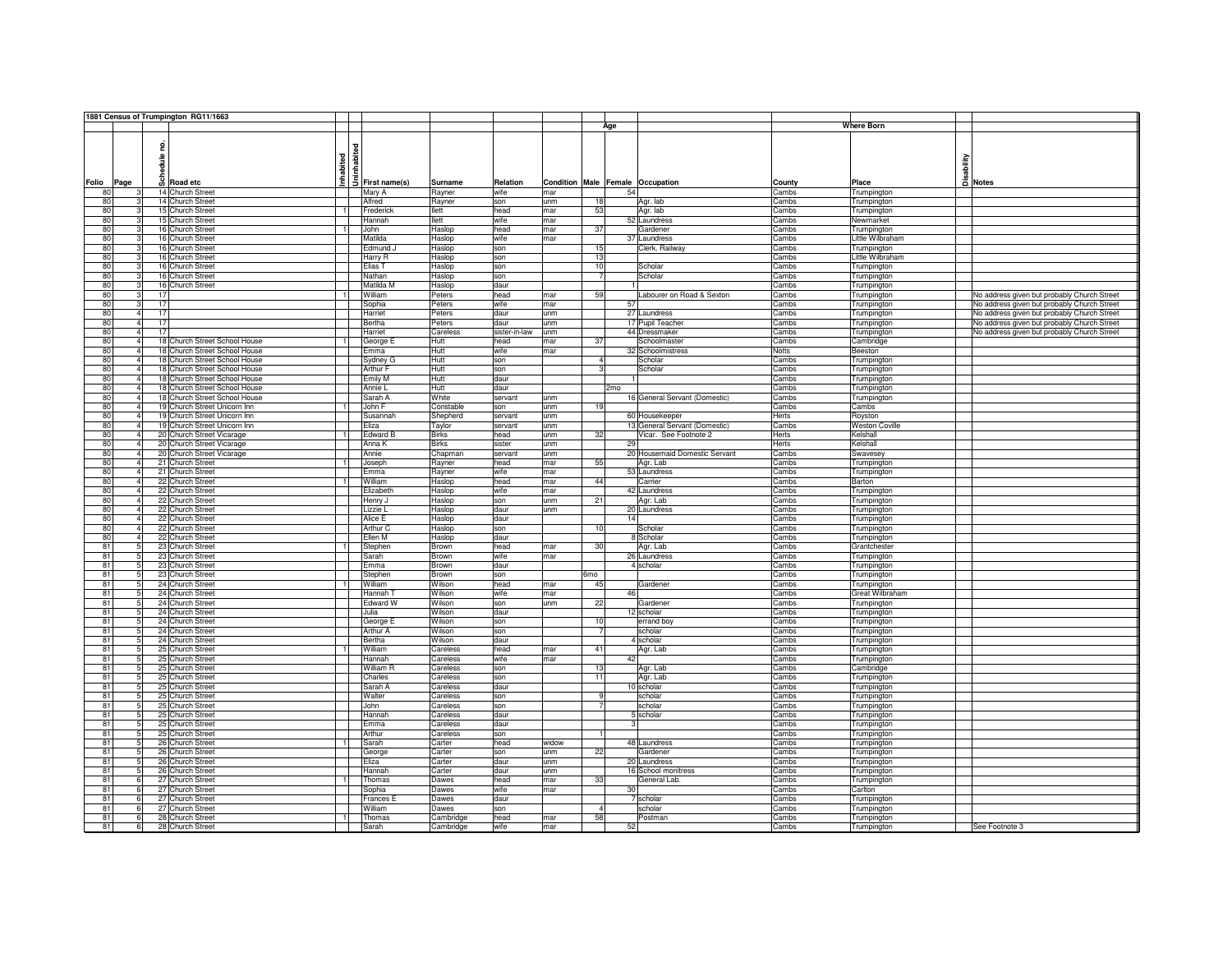**1881 Census of Trumpington RG11/1663**

| Folio | Page | Schedule no. | Road etc | Inhabited | Uninhabited | First name(s) | Surname | Relation | Condition | Age Male | Age Female | Occupation | Where Born County | Where Born Place | Disability | Notes |
|---|---|---|---|---|---|---|---|---|---|---|---|---|---|---|---|---|
| 80 | 3 | 14 | Church Street | | | Mary A | Rayner | wife | mar | | 54 | | Cambs | Trumpington | | |
| 80 | 3 | 14 | Church Street | | | Alfred | Rayner | son | unm | 18 | | Agr. lab | Cambs | Trumpington | | |
| 80 | 3 | 15 | Church Street | 1 | | Frederick | Ilett | head | mar | 53 | | Agr. lab | Cambs | Trumpington | | |
| 80 | 3 | 15 | Church Street | | | Hannah | Ilett | wife | mar | | 52 | Laundress | Cambs | Newmarket | | |
| 80 | 3 | 16 | Church Street | 1 | | John | Haslop | head | mar | 37 | | Gardener | Cambs | Trumpington | | |
| 80 | 3 | 16 | Church Street | | | Matilda | Haslop | wife | mar | | 37 | Laundress | Cambs | Little Wilbraham | | |
| 80 | 3 | 16 | Church Street | | | Edmund J | Haslop | son | | 15 | | Clerk. Railway | Cambs | Trumpington | | |
| 80 | 3 | 16 | Church Street | | | Harry R | Haslop | son | | 13 | | | Cambs | Little Wilbraham | | |
| 80 | 3 | 16 | Church Street | | | Elias T | Haslop | son | | 10 | | Scholar | Cambs | Trumpington | | |
| 80 | 3 | 16 | Church Street | | | Nathan | Haslop | son | | 7 | | Scholar | Cambs | Trumpington | | |
| 80 | 3 | 16 | Church Street | | | Matilda M | Haslop | daur | | | 1 | | Cambs | Trumpington | | |
| 80 | 3 | 17 | | 1 | | William | Peters | head | mar | 59 | | Labourer on Road & Sexton | Cambs | Trumpington | | No address given but probably Church Street |
| 80 | 3 | 17 | | | | Sophia | Peters | wife | mar | | 57 | | Cambs | Trumpington | | No address given but probably Church Street |
| 80 | 4 | 17 | | | | Harriet | Peters | daur | unm | | 27 | Laundress | Cambs | Trumpington | | No address given but probably Church Street |
| 80 | 4 | 17 | | | | Bertha | Peters | daur | unm | | 17 | Pupil Teacher | Cambs | Trumpington | | No address given but probably Church Street |
| 80 | 4 | 17 | | | | Harriet | Careless | sister-in-law | unm | | 44 | Dressmaker | Cambs | Trumpington | | No address given but probably Church Street |
| 80 | 4 | 18 | Church Street School House | 1 | | George E | Hutt | head | mar | 37 | | Schoolmaster | Cambs | Cambridge | | |
| 80 | 4 | 18 | Church Street School House | | | Emma | Hutt | wife | mar | | 32 | Schoolmistress | Notts | Beeston | | |
| 80 | 4 | 18 | Church Street School House | | | Sydney G | Hutt | son | | 4 | | Scholar | Cambs | Trumpington | | |
| 80 | 4 | 18 | Church Street School House | | | Arthur F | Hutt | son | | 3 | | Scholar | Cambs | Trumpington | | |
| 80 | 4 | 18 | Church Street School House | | | Emily M | Hutt | daur | | | 1 | | Cambs | Trumpington | | |
| 80 | 4 | 18 | Church Street School House | | | Annie L | Hutt | daur | | | 2mo | | Cambs | Trumpington | | |
| 80 | 4 | 18 | Church Street School House | | | Sarah A | White | servant | unm | | 16 | General Servant (Domestic) | Cambs | Trumpington | | |
| 80 | 4 | 19 | Church Street Unicorn Inn | 1 | | John F | Constable | son | unm | 19 | | | Cambs | Cambs | | |
| 80 | 4 | 19 | Church Street Unicorn Inn | | | Susannah | Shepherd | servant | unm | | 60 | Housekeeper | Herts | Royston | | |
| 80 | 4 | 19 | Church Street Unicorn Inn | | | Eliza | Taylor | servant | unm | | 13 | General Servant (Domestic) | Cambs | Weston Coville | | |
| 80 | 4 | 20 | Church Street Vicarage | 1 | | Edward B | Birks | head | unm | 32 | | Vicar. See Footnote 2 | Herts | Kelshall | | |
| 80 | 4 | 20 | Church Street Vicarage | | | Anna K | Birks | sister | unm | | 29 | | Herts | Kelshall | | |
| 80 | 4 | 20 | Church Street Vicarage | | | Annie | Chapman | servant | unm | | 20 | Housemaid Domestic Servant | Cambs | Swavesey | | |
| 80 | 4 | 21 | Church Street | 1 | | Joseph | Rayner | head | mar | 55 | | Agr. Lab | Cambs | Trumpington | | |
| 80 | 4 | 21 | Church Street | | | Emma | Rayner | wife | mar | | 53 | Laundress | Cambs | Trumpington | | |
| 80 | 4 | 22 | Church Street | 1 | | William | Haslop | head | mar | 44 | | Carrier | Cambs | Barton | | |
| 80 | 4 | 22 | Church Street | | | Elizabeth | Haslop | wife | mar | | 42 | Laundress | Cambs | Trumpington | | |
| 80 | 4 | 22 | Church Street | | | Henry J | Haslop | son | unm | 21 | | Agr. Lab | Cambs | Trumpington | | |
| 80 | 4 | 22 | Church Street | | | Lizzie L | Haslop | daur | unm | | 20 | Laundress | Cambs | Trumpington | | |
| 80 | 4 | 22 | Church Street | | | Alice E | Haslop | daur | | | 14 | | Cambs | Trumpington | | |
| 80 | 4 | 22 | Church Street | | | Arthur C | Haslop | son | | 10 | | Scholar | Cambs | Trumpington | | |
| 80 | 4 | 22 | Church Street | | | Ellen M | Haslop | daur | | | 8 | Scholar | Cambs | Trumpington | | |
| 81 | 5 | 23 | Church Street | 1 | | Stephen | Brown | head | mar | 30 | | Agr. Lab | Cambs | Grantchester | | |
| 81 | 5 | 23 | Church Street | | | Sarah | Brown | wife | mar | | 26 | Laundress | Cambs | Trumpington | | |
| 81 | 5 | 23 | Church Street | | | Emma | Brown | daur | | | 4 | scholar | Cambs | Trumpington | | |
| 81 | 5 | 23 | Church Street | | | Stephen | Brown | son | | 6mo | | | Cambs | Trumpington | | |
| 81 | 5 | 24 | Church Street | 1 | | William | Wilson | head | mar | 45 | | Gardener | Cambs | Trumpington | | |
| 81 | 5 | 24 | Church Street | | | Hannah T | Wilson | wife | mar | | 46 | | Cambs | Great Wilbraham | | |
| 81 | 5 | 24 | Church Street | | | Edward W | Wilson | son | unm | 22 | | Gardener | Cambs | Trumpington | | |
| 81 | 5 | 24 | Church Street | | | Julia | Wilson | daur | | | 12 | scholar | Cambs | Trumpington | | |
| 81 | 5 | 24 | Church Street | | | George E | Wilson | son | | 10 | | errand boy | Cambs | Trumpington | | |
| 81 | 5 | 24 | Church Street | | | Arthur A | Wilson | son | | 7 | | scholar | Cambs | Trumpington | | |
| 81 | 5 | 24 | Church Street | | | Bertha | Wilson | daur | | | 4 | scholar | Cambs | Trumpington | | |
| 81 | 5 | 25 | Church Street | 1 | | William | Careless | head | mar | 41 | | Agr. Lab | Cambs | Trumpington | | |
| 81 | 5 | 25 | Church Street | | | Hannah | Careless | wife | mar | | 42 | | Cambs | Trumpington | | |
| 81 | 5 | 25 | Church Street | | | William R | Careless | son | | 13 | | Agr. Lab | Cambs | Cambridge | | |
| 81 | 5 | 25 | Church Street | | | Charles | Careless | son | | 11 | | Agr. Lab | Cambs | Trumpington | | |
| 81 | 5 | 25 | Church Street | | | Sarah A | Careless | daur | | | 10 | scholar | Cambs | Trumpington | | |
| 81 | 5 | 25 | Church Street | | | Walter | Careless | son | | 9 | | scholar | Cambs | Trumpington | | |
| 81 | 5 | 25 | Church Street | | | John | Careless | son | | 7 | | scholar | Cambs | Trumpington | | |
| 81 | 5 | 25 | Church Street | | | Hannah | Careless | daur | | | 5 | scholar | Cambs | Trumpington | | |
| 81 | 5 | 25 | Church Street | | | Emma | Careless | daur | | | 3 | | Cambs | Trumpington | | |
| 81 | 5 | 25 | Church Street | | | Arthur | Careless | son | | 1 | | | Cambs | Trumpington | | |
| 81 | 5 | 26 | Church Street | 1 | | Sarah | Carter | head | widow | | 48 | Laundress | Cambs | Trumpington | | |
| 81 | 5 | 26 | Church Street | | | George | Carter | son | unm | 22 | | Gardener | Cambs | Trumpington | | |
| 81 | 5 | 26 | Church Street | | | Eliza | Carter | daur | unm | | 20 | Laundress | Cambs | Trumpington | | |
| 81 | 5 | 26 | Church Street | | | Hannah | Carter | daur | unm | | 16 | School monitress | Cambs | Trumpington | | |
| 81 | 6 | 27 | Church Street | 1 | | Thomas | Dawes | head | mar | 33 | | General Lab. | Cambs | Trumpington | | |
| 81 | 6 | 27 | Church Street | | | Sophia | Dawes | wife | mar | | 30 | | Cambs | Carlton | | |
| 81 | 6 | 27 | Church Street | | | Frances E | Dawes | daur | | | 7 | scholar | Cambs | Trumpington | | |
| 81 | 6 | 27 | Church Street | | | William | Dawes | son | | 4 | | scholar | Cambs | Trumpington | | |
| 81 | 6 | 28 | Church Street | 1 | | Thomas | Cambridge | head | mar | 58 | | Postman | Cambs | Trumpington | | |
| 81 | 6 | 28 | Church Street | | | Sarah | Cambridge | wife | mar | | 52 | | Cambs | Trumpington | | See Footnote 3 |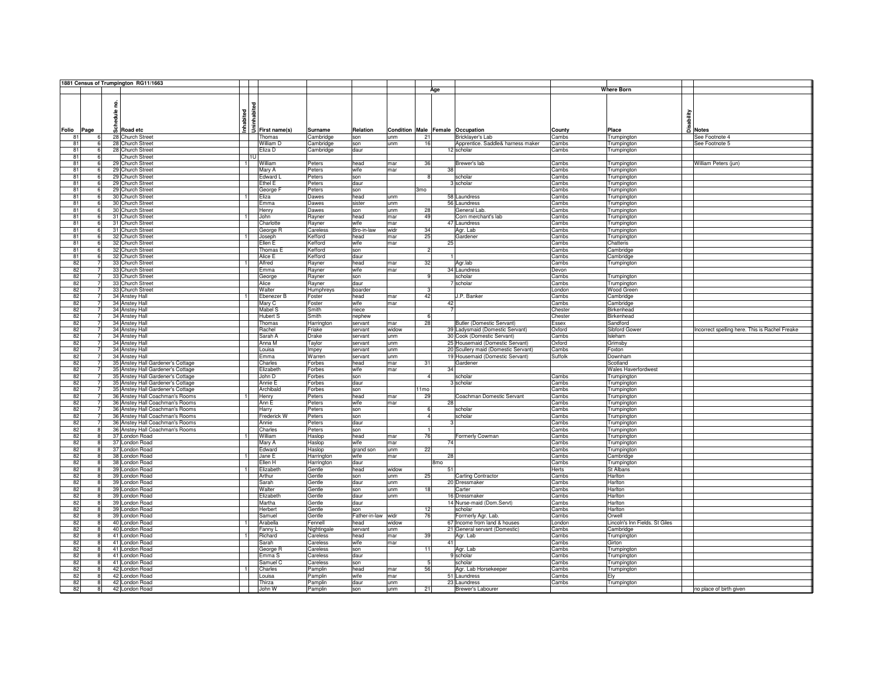| 1881 Census of Trumpington RG11/1663 | | | | | | | | | | | | | | | | | |
|---|---|---|---|---|---|---|---|---|---|---|---|---|---|---|---|---|---|
| | | | | | | | | | | | Age | | | Where Born | | | |
| Folio | Page | Schedule no. | Road etc | Inhabited | Uninhabited | First name(s) | Surname | Relation | Condition | Male | Female | Occupation | County | Place | Disability | Notes |
| 81 | 6 | 28 | Church Street | | | Thomas | Cambridge | son | unm | 21 | | Bricklayer's Lab | Cambs | Trumpington | | See Footnote 4 |
| 81 | 6 | 28 | Church Street | | | William D | Cambridge | son | unm | 16 | | Apprentice. Saddle& harness maker | Cambs | Trumpington | | See Footnote 5 |
| 81 | 6 | 28 | Church Street | | | Eliza D | Cambridge | daur | | | 12 | scholar | Cambs | Trumpington | | |
| 81 | 6 | | Church Street | | 1U | | | | | | | | | | | |
| 81 | 6 | 29 | Church Street | 1 | | William | Peters | head | mar | 36 | | Brewer's lab | Cambs | Trumpington | | William Peters (jun) |
| 81 | 6 | 29 | Church Street | | | Mary A | Peters | wife | mar | | 38 | | Cambs | Trumpington | | |
| 81 | 6 | 29 | Church Street | | | Edward L | Peters | son | | 8 | | scholar | Cambs | Trumpington | | |
| 81 | 6 | 29 | Church Street | | | Ethel E | Peters | daur | | | 3 | scholar | Cambs | Trumpington | | |
| 81 | 6 | 29 | Church Street | | | George F | Peters | son | | 3mo | | | Cambs | Trumpington | | |
| 81 | 6 | 30 | Church Street | 1 | | Eliza | Dawes | head | unm | | 58 | Laundress | Cambs | Trumpington | | |
| 81 | 6 | 30 | Church Street | | | Emma | Dawes | sister | unm | | 56 | Laundress | Cambs | Trumpington | | |
| 81 | 6 | 30 | Church Street | | | Henry | Dawes | son | unm | 28 | | General Lab. | Cambs | Trumpington | | |
| 81 | 6 | 31 | Church Street | 1 | | John | Rayner | head | mar | 49 | | Corn merchant's lab | Cambs | Trumpington | | |
| 81 | 6 | 31 | Church Street | | | Charlotte | Rayner | wife | mar | | 47 | Laundress | Cambs | Trumpington | | |
| 81 | 6 | 31 | Church Street | | | George R | Careless | Bro-in-law | widr | 34 | | Agr. Lab | Cambs | Trumpington | | |
| 81 | 6 | 32 | Church Street | 1 | | Joseph | Kefford | head | mar | 25 | | Gardener | Cambs | Trumpington | | |
| 81 | 6 | 32 | Church Street | | | Ellen E | Kefford | wife | mar | | 25 | | Cambs | Chatteris | | |
| 81 | 6 | 32 | Church Street | | | Thomas E | Kefford | son | | 2 | | | Cambs | Cambridge | | |
| 81 | 6 | 32 | Church Street | | | Alice E | Kefford | daur | | | 1 | | Cambs | Cambridge | | |
| 82 | 7 | 33 | Church Street | 1 | | Alfred | Rayner | head | mar | 32 | | Agr.lab | Cambs | Trumpington | | |
| 82 | 7 | 33 | Church Street | | | Emma | Rayner | wife | mar | | 34 | Laundress | Devon | | | |
| 82 | 7 | 33 | Church Street | | | George | Rayner | son | | 9 | | scholar | Cambs | Trumpington | | |
| 82 | 7 | 33 | Church Street | | | Alice | Rayner | daur | | | 7 | scholar | Cambs | Trumpington | | |
| 82 | 7 | 33 | Church Street | | | Walter | Humphreys | boarder | | 3 | | | London | Wood Green | | |
| 82 | 7 | 34 | Anstey Hall | 1 | | Ebenezer B | Foster | head | mar | 42 | | J.P. Banker | Cambs | Cambridge | | |
| 82 | 7 | 34 | Anstey Hall | | | Mary C | Foster | wife | mar | | 42 | | Cambs | Cambridge | | |
| 82 | 7 | 34 | Anstey Hall | | | Mabel S | Smith | niece | | | 7 | | Chester | Birkenhead | | |
| 82 | 7 | 34 | Anstey Hall | | | Hubert S | Smith | nephew | | 6 | | | Chester | Birkenhead | | |
| 82 | 7 | 34 | Anstey Hall | | | Thomas | Harrington | servant | mar | 28 | | Butler (Domestic Servant) | Essex | Sandford | | |
| 82 | 7 | 34 | Anstey Hall | | | Rachel | Friake | servant | widow | | 39 | Ladysmaid (Domestic Servant) | Oxford | Sibford Gower | | Incorrect spelling here. This is Rachel Freake |
| 82 | 7 | 34 | Anstey Hall | | | Sarah A | Drake | servant | unm | | 30 | Cook (Domestic Servant) | Cambs | Isleham | | |
| 82 | 7 | 34 | Anstey Hall | | | Anna M | Taylor | servant | unm | | 25 | Housemaid (Domestic Servant) | Oxford | Grimsby | | |
| 82 | 7 | 34 | Anstey Hall | | | Louisa | Impey | servant | unm | | 20 | Scullery maid (Domestic Servant) | Cambs | Foxton | | |
| 82 | 7 | 34 | Anstey Hall | | | Emma | Warren | servant | unm | | 19 | Housemaid (Domestic Servant) | Suffolk | Downham | | |
| 82 | 7 | 35 | Anstey Hall Gardener's Cottage | | | Charles | Forbes | head | mar | 31 | | Gardener | | Scotland | | |
| 82 | 7 | 35 | Anstey Hall Gardener's Cottage | | | Elizabeth | Forbes | wife | mar | | 34 | | | Wales Haverfordwest | | |
| 82 | 7 | 35 | Anstey Hall Gardener's Cottage | | | John D | Forbes | son | | 4 | | scholar | Cambs | Trumpington | | |
| 82 | 7 | 35 | Anstey Hall Gardener's Cottage | | | Annie E | Forbes | daur | | | 3 | scholar | Cambs | Trumpington | | |
| 82 | 7 | 35 | Anstey Hall Gardener's Cottage | | | Archibald | Forbes | son | | 11mo | | | Cambs | Trumpington | | |
| 82 | 7 | 36 | Anstey Hall Coachman's Rooms | 1 | | Henry | Peters | head | mar | 29 | | Coachman Domestic Servant | Cambs | Trumpington | | |
| 82 | 7 | 36 | Anstey Hall Coachman's Rooms | | | Ann E | Peters | wife | mar | | 28 | | Cambs | Trumpington | | |
| 82 | 7 | 36 | Anstey Hall Coachman's Rooms | | | Harry | Peters | son | | 6 | | scholar | Cambs | Trumpington | | |
| 82 | 7 | 36 | Anstey Hall Coachman's Rooms | | | Frederick W | Peters | son | | 4 | | scholar | Cambs | Trumpington | | |
| 82 | 7 | 36 | Anstey Hall Coachman's Rooms | | | Annie | Peters | daur | | | 3 | | Cambs | Trumpington | | |
| 82 | 8 | 36 | Anstey Hall Coachman's Rooms | | | Charles | Peters | son | | 1 | | | Cambs | Trumpington | | |
| 82 | 8 | 37 | London Road | 1 | | William | Haslop | head | mar | 76 | | Formerly Cowman | Cambs | Trumpington | | |
| 82 | 8 | 37 | London Road | | | Mary A | Haslop | wife | mar | | 74 | | Cambs | Trumpington | | |
| 82 | 8 | 37 | London Road | | | Edward | Haslop | grand son | unm | 22 | | | Cambs | Trumpington | | |
| 82 | 8 | 38 | London Road | 1 | | Jane E | Harrington | wife | mar | | 28 | | Cambs | Cambridge | | |
| 82 | 8 | 38 | London Road | | | Ellen H | Harrington | daur | | | 8mo | | Cambs | Trumpington | | |
| 82 | 8 | 39 | London Road | 1 | | Elizabeth | Gentle | head | widow | | 51 | | Herts | St Albans | | |
| 82 | 8 | 39 | London Road | | | Arthur | Gentle | son | unm | 25 | | Carting Contractor | Cambs | Harlton | | |
| 82 | 8 | 39 | London Road | | | Sarah | Gentle | daur | unm | | 20 | Dressmaker | Cambs | Harlton | | |
| 82 | 8 | 39 | London Road | | | Walter | Gentle | son | unm | 18 | | Carter | Cambs | Harlton | | |
| 82 | 8 | 39 | London Road | | | Elizabeth | Gentle | daur | unm | | 16 | Dressmaker | Cambs | Harlton | | |
| 82 | 8 | 39 | London Road | | | Martha | Gentle | daur | | | 14 | Nurse-maid (Dom.Servt) | Cambs | Harlton | | |
| 82 | 8 | 39 | London Road | | | Herbert | Gentle | son | | 12 | | scholar | Cambs | Harlton | | |
| 82 | 8 | 39 | London Road | | | Samuel | Gentle | Father-in-law | widr | 76 | | Formerly Agr. Lab. | Cambs | Orwell | | |
| 82 | 8 | 40 | London Road | 1 | | Arabella | Fennell | head | widow | | 67 | Income from land & houses | London | Lincoln's Inn Fields. St Giles | | |
| 82 | 8 | 40 | London Road | | | Fanny L | Nightingale | servant | unm | | 21 | General servant (Domestic) | Cambs | Cambridge | | |
| 82 | 8 | 41 | London Road | 1 | | Richard | Careless | head | mar | 39 | | Agr. Lab | Cambs | Trumpington | | |
| 82 | 8 | 41 | London Road | | | Sarah | Careless | wife | mar | | 41 | | Cambs | Girton | | |
| 82 | 8 | 41 | London Road | | | George R | Careless | son | | 11 | | Agr. Lab | Cambs | Trumpington | | |
| 82 | 8 | 41 | London Road | | | Emma S | Careless | daur | | | 9 | scholar | Cambs | Trumpington | | |
| 82 | 8 | 41 | London Road | | | Samuel C | Careless | son | | 5 | | scholar | Cambs | Trumpington | | |
| 82 | 8 | 42 | London Road | 1 | | Charles | Pamplin | head | mar | 56 | | Agr. Lab Horsekeeper | Cambs | Trumpington | | |
| 82 | 8 | 42 | London Road | | | Louisa | Pamplin | wife | mar | | 51 | Laundress | Cambs | Ely | | |
| 82 | 8 | 42 | London Road | | | Thirza | Pamplin | daur | unm | | 23 | Laundress | Cambs | Trumpington | | |
| 82 | 8 | 42 | London Road | | | John W | Pamplin | son | unm | 21 | | Brewer's Labourer | | | | no place of birth given |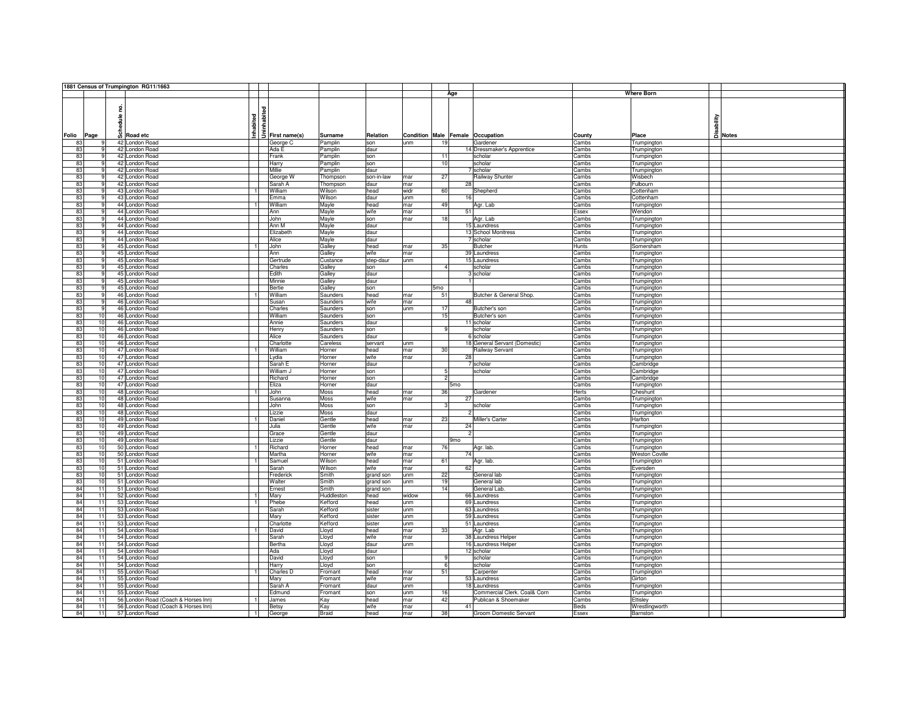**1881 Census of Trumpington RG11/1663**

| Folio | Page | Schedule no. | Road etc | Inhabited | Uninhabited | First name(s) | Surname | Relation | Condition | Age Male | Age Female | Occupation | Where Born County | Where Born Place | Disability | Notes |
|---|---|---|---|---|---|---|---|---|---|---|---|---|---|---|---|---|
| 83 | 9 | 42 | London Road | | | George C | Pamplin | son | unm | 19 | | Gardener | Cambs | Trumpington | | |
| 83 | 9 | 42 | London Road | | | Ada E | Pamplin | daur | | | 14 | Dressmaker's Apprentice | Cambs | Trumpington | | |
| 83 | 9 | 42 | London Road | | | Frank | Pamplin | son | | 11 | | scholar | Cambs | Trumpington | | |
| 83 | 9 | 42 | London Road | | | Harry | Pamplin | son | | 10 | | scholar | Cambs | Trumpington | | |
| 83 | 9 | 42 | London Road | | | Millie | Pamplin | daur | | | 7 | scholar | Cambs | Trumpington | | |
| 83 | 9 | 42 | London Road | | | George W | Thompson | son-in-law | mar | 27 | | Railway Shunter | Cambs | Wisbech | | |
| 83 | 9 | 42 | London Road | | | Sarah A | Thompson | daur | mar | | 28 | | Cambs | Fulbourn | | |
| 83 | 9 | 43 | London Road | 1 | | William | Wilson | head | widr | 60 | | Shepherd | Cambs | Cottenham | | |
| 83 | 9 | 43 | London Road | | | Emma | Wilson | daur | unm | | 16 | | Cambs | Cottenham | | |
| 83 | 9 | 44 | London Road | 1 | | William | Mayle | head | mar | 49 | | Agr. Lab | Cambs | Trumpington | | |
| 83 | 9 | 44 | London Road | | | Ann | Mayle | wife | mar | | 51 | | Essex | Wendon | | |
| 83 | 9 | 44 | London Road | | | John | Mayle | son | mar | 18 | | Agr. Lab | Cambs | Trumpington | | |
| 83 | 9 | 44 | London Road | | | Ann M | Mayle | daur | | | 15 | Laundress | Cambs | Trumpington | | |
| 83 | 9 | 44 | London Road | | | Elizabeth | Mayle | daur | | | 13 | School Monitress | Cambs | Trumpington | | |
| 83 | 9 | 44 | London Road | | | Alice | Mayle | daur | | | 7 | scholar | Cambs | Trumpington | | |
| 83 | 9 | 45 | London Road | 1 | | John | Galley | head | mar | 35 | | Butcher | Hunts | Somersham | | |
| 83 | 9 | 45 | London Road | | | Ann | Galley | wife | mar | | 39 | Laundress | Cambs | Trumpington | | |
| 83 | 9 | 45 | London Road | | | Gertrude | Custance | step-daur | unm | | 15 | Laundress | Cambs | Trumpington | | |
| 83 | 9 | 45 | London Road | | | Charles | Galley | son | | 4 | | scholar | Cambs | Trumpington | | |
| 83 | 9 | 45 | London Road | | | Edith | Galley | daur | | | 3 | scholar | Cambs | Trumpington | | |
| 83 | 9 | 45 | London Road | | | Minnie | Galley | daur | | | 1 | | Cambs | Trumpington | | |
| 83 | 9 | 45 | London Road | | | Bertie | Galley | son | | 5mo | | | Cambs | Trumpington | | |
| 83 | 9 | 46 | London Road | 1 | | William | Saunders | head | mar | 51 | | Butcher & General Shop. | Cambs | Trumpington | | |
| 83 | 9 | 46 | London Road | | | Susan | Saunders | wife | mar | | 48 | | Cambs | Trumpington | | |
| 83 | 9 | 46 | London Road | | | Charles | Saunders | son | unm | 17 | | Butcher's son | Cambs | Trumpington | | |
| 83 | 10 | 46 | London Road | | | William | Saunders | son | | 15 | | Butcher's son | Cambs | Trumpington | | |
| 83 | 10 | 46 | London Road | | | Annie | Saunders | daur | | | 11 | scholar | Cambs | Trumpington | | |
| 83 | 10 | 46 | London Road | | | Henry | Saunders | son | | 9 | | scholar | Cambs | Trumpington | | |
| 83 | 10 | 46 | London Road | | | Alice | Saunders | daur | | | 6 | scholar | Cambs | Trumpington | | |
| 83 | 10 | 46 | London Road | | | Charlotte | Careless | servant | unm | | 18 | General Servant (Domestic) | Cambs | Trumpington | | |
| 83 | 10 | 47 | London Road | 1 | | William | Horner | head | mar | 30 | | Railway Servant | Cambs | Trumpington | | |
| 83 | 10 | 47 | London Road | | | Lydia | Horner | wife | mar | | 28 | | Cambs | Trumpington | | |
| 83 | 10 | 47 | London Road | | | Sarah E | Horner | daur | | | 7 | scholar | Cambs | Cambridge | | |
| 83 | 10 | 47 | London Road | | | William J | Horner | son | | 5 | | scholar | Cambs | Cambridge | | |
| 83 | 10 | 47 | London Road | | | Richard | Horner | son | | 2 | | | Cambs | Cambridge | | |
| 83 | 10 | 47 | London Road | | | Eliza | Horner | daur | | | 5mo | | Cambs | Trumpington | | |
| 83 | 10 | 48 | London Road | 1 | | John | Moss | head | mar | 36 | | Gardener | Herts | Cheshunt | | |
| 83 | 10 | 48 | London Road | | | Susanna | Moss | wife | mar | | 27 | | Cambs | Trumpington | | |
| 83 | 10 | 48 | London Road | | | John | Moss | son | | 3 | | scholar | Cambs | Trumpington | | |
| 83 | 10 | 48 | London Road | | | Lizzie | Moss | daur | | | 2 | | Cambs | Trumpington | | |
| 83 | 10 | 49 | London Road | 1 | | Daniel | Gentle | head | mar | 23 | | Miller's Carter | Cambs | Harlton | | |
| 83 | 10 | 49 | London Road | | | Julia | Gentle | wife | mar | | 24 | | Cambs | Trumpington | | |
| 83 | 10 | 49 | London Road | | | Grace | Gentle | daur | | | 2 | | Cambs | Trumpington | | |
| 83 | 10 | 49 | London Road | | | Lizzie | Gentle | daur | | | 9mo | | Cambs | Trumpington | | |
| 83 | 10 | 50 | London Road | 1 | | Richard | Horner | head | mar | 76 | | Agr. lab. | Cambs | Trumpington | | |
| 83 | 10 | 50 | London Road | | | Martha | Horner | wife | mar | | 74 | | Cambs | Weston Coville | | |
| 83 | 10 | 51 | London Road | 1 | | Samuel | Wilson | head | mar | 61 | | Agr. lab. | Cambs | Trumpington | | |
| 83 | 10 | 51 | London Road | | | Sarah | Wilson | wife | mar | | 62 | | Cambs | Eversden | | |
| 83 | 10 | 51 | London Road | | | Frederick | Smith | grand son | unm | 22 | | General lab | Cambs | Trumpington | | |
| 83 | 10 | 51 | London Road | | | Walter | Smith | grand son | unm | 19 | | General lab | Cambs | Trumpington | | |
| 84 | 11 | 51 | London Road | | | Ernest | Smith | grand son | | 14 | | General Lab. | Cambs | Trumpington | | |
| 84 | 11 | 52 | London Road | 1 | | Mary | Huddleston | head | widow | | 66 | Laundress | Cambs | Trumpington | | |
| 84 | 11 | 53 | London Road | 1 | | Phebe | Kefford | head | unm | | 69 | Laundress | Cambs | Trumpington | | |
| 84 | 11 | 53 | London Road | | | Sarah | Kefford | sister | unm | | 63 | Laundress | Cambs | Trumpington | | |
| 84 | 11 | 53 | London Road | | | Mary | Kefford | sister | unm | | 59 | Laundress | Cambs | Trumpington | | |
| 84 | 11 | 53 | London Road | | | Charlotte | Kefford | sister | unm | | 51 | Laundress | Cambs | Trumpington | | |
| 84 | 11 | 54 | London Road | 1 | | David | Lloyd | head | mar | 33 | | Agr. Lab | Cambs | Trumpington | | |
| 84 | 11 | 54 | London Road | | | Sarah | Lloyd | wife | mar | | 38 | Laundress Helper | Cambs | Trumpington | | |
| 84 | 11 | 54 | London Road | | | Bertha | Lloyd | daur | unm | | 16 | Laundress Helper | Cambs | Trumpington | | |
| 84 | 11 | 54 | London Road | | | Ada | Lloyd | daur | | | 12 | scholar | Cambs | Trumpington | | |
| 84 | 11 | 54 | London Road | | | David | Lloyd | son | | 9 | | scholar | Cambs | Trumpington | | |
| 84 | 11 | 54 | London Road | | | Harry | Lloyd | son | | 6 | | scholar | Cambs | Trumpington | | |
| 84 | 11 | 55 | London Road | 1 | | Charles D | Fromant | head | mar | 51 | | Carpenter | Cambs | Trumpington | | |
| 84 | 11 | 55 | London Road | | | Mary | Fromant | wife | mar | | 53 | Laundress | Cambs | Girton | | |
| 84 | 11 | 55 | London Road | | | Sarah A | Fromant | daur | unm | | 18 | Laundress | Cambs | Trumpington | | |
| 84 | 11 | 55 | London Road | | | Edmund | Fromant | son | unm | 16 | | Commercial Clerk. Coal& Corn | Cambs | Trumpington | | |
| 84 | 11 | 56 | London Road (Coach & Horses Inn) | 1 | | James | Kay | head | mar | 42 | | Publican & Shoemaker | Cambs | Eltisley | | |
| 84 | 11 | 56 | London Road (Coach & Horses Inn) | | | Betsy | Kay | wife | mar | | 41 | | Beds | Wrestlingworth | | |
| 84 | 11 | 57 | London Road | 1 | | George | Braid | head | mar | 38 | | Groom Domestic Servant | Essex | Barnston | | |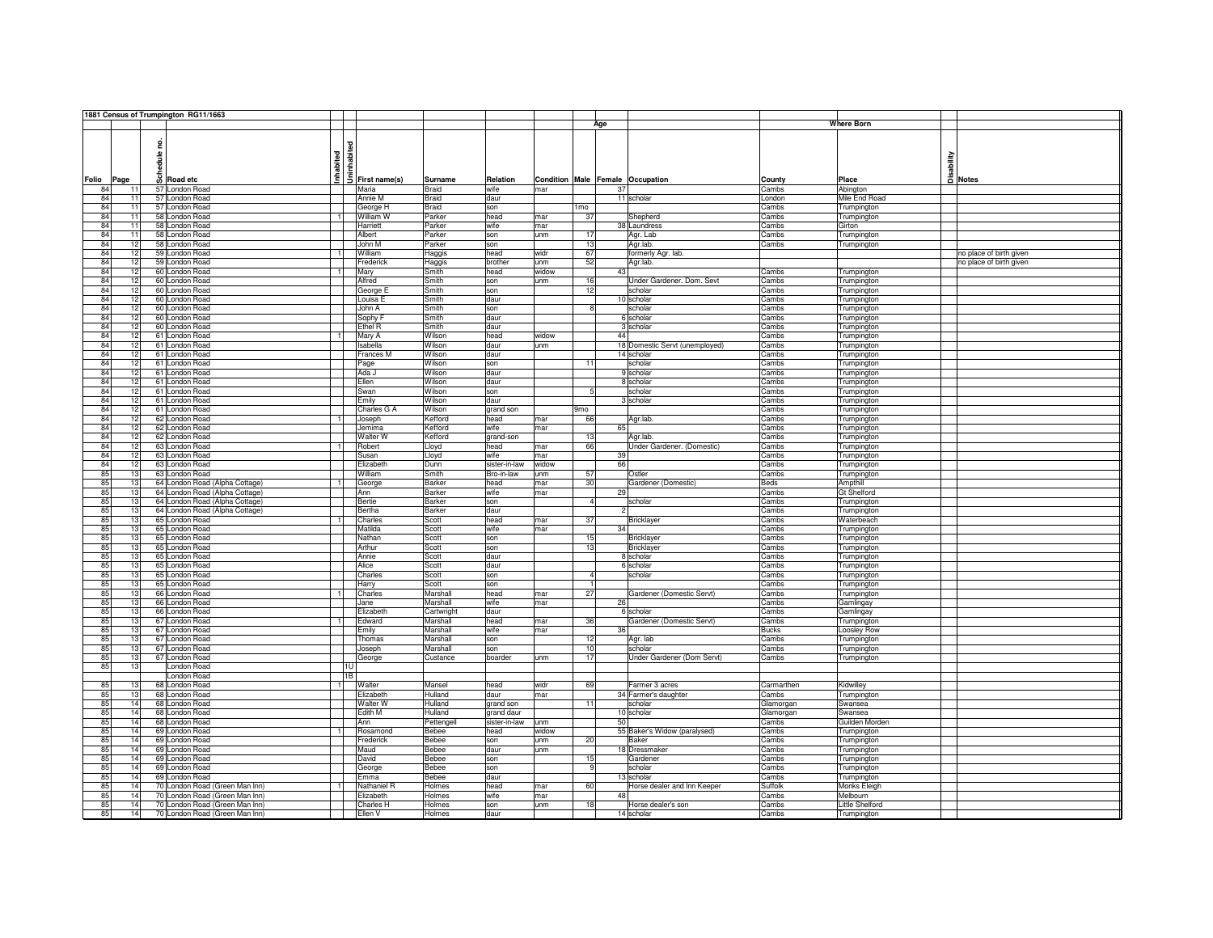| 1881 Census of Trumpington RG11/1663 | | | | | | | | | | | | | | | | | |
|---|---|---|---|---|---|---|---|---|---|---|---|---|---|---|---|---|---|
| | | | | | | | | | | | Age | | | Where Born | | | |
| Folio | Page | Schedule no. | Road etc | Inhabited | Uninhabited | First name(s) | Surname | Relation | Condition | Male | Female | Occupation | County | Place | Disability | Notes |
| 84 | 11 | 57 | London Road | | | Maria | Braid | wife | mar | | 37 | | Cambs | Abington | | |
| 84 | 11 | 57 | London Road | | | Annie M | Braid | daur | | | 11 | scholar | London | Mile End Road | | |
| 84 | 11 | 57 | London Road | | | George H | Braid | son | | 1mo | | | Cambs | Trumpington | | |
| 84 | 11 | 58 | London Road | 1 | | William W | Parker | head | mar | 37 | | Shepherd | Cambs | Trumpington | | |
| 84 | 11 | 58 | London Road | | | Harriett | Parker | wife | mar | | 38 | Laundress | Cambs | Girton | | |
| 84 | 11 | 58 | London Road | | | Albert | Parker | son | unm | 17 | | Agr. Lab | Cambs | Trumpington | | |
| 84 | 12 | 58 | London Road | | | John M | Parker | son | | 13 | | Agr.lab. | Cambs | Trumpington | | |
| 84 | 12 | 59 | London Road | 1 | | William | Haggis | head | widr | 67 | | formerly Agr. lab. | | | | no place of birth given |
| 84 | 12 | 59 | London Road | | | Frederick | Haggis | brother | unm | 52 | | Agr.lab. | | | | no place of birth given |
| 84 | 12 | 60 | London Road | 1 | | Mary | Smith | head | widow | | 43 | | Cambs | Trumpington | | |
| 84 | 12 | 60 | London Road | | | Alfred | Smith | son | unm | 16 | | Under Gardener. Dom. Sevt | Cambs | Trumpington | | |
| 84 | 12 | 60 | London Road | | | George E | Smith | son | | 12 | | scholar | Cambs | Trumpington | | |
| 84 | 12 | 60 | London Road | | | Louisa E | Smith | daur | | | 10 | scholar | Cambs | Trumpington | | |
| 84 | 12 | 60 | London Road | | | John A | Smith | son | | 8 | | scholar | Cambs | Trumpington | | |
| 84 | 12 | 60 | London Road | | | Sophy F | Smith | daur | | | 6 | scholar | Cambs | Trumpington | | |
| 84 | 12 | 60 | London Road | | | Ethel R | Smith | daur | | | 3 | scholar | Cambs | Trumpington | | |
| 84 | 12 | 61 | London Road | 1 | | Mary A | Wilson | head | widow | | 44 | | Cambs | Trumpington | | |
| 84 | 12 | 61 | London Road | | | Isabella | Wilson | daur | unm | | 18 | Domestic Servt (unemployed) | Cambs | Trumpington | | |
| 84 | 12 | 61 | London Road | | | Frances M | Wilson | daur | | | 14 | scholar | Cambs | Trumpington | | |
| 84 | 12 | 61 | London Road | | | Page | Wilson | son | | 11 | | scholar | Cambs | Trumpington | | |
| 84 | 12 | 61 | London Road | | | Ada J | Wilson | daur | | | 9 | scholar | Cambs | Trumpington | | |
| 84 | 12 | 61 | London Road | | | Ellen | Wilson | daur | | | 8 | scholar | Cambs | Trumpington | | |
| 84 | 12 | 61 | London Road | | | Swan | Wilson | son | | 5 | | scholar | Cambs | Trumpington | | |
| 84 | 12 | 61 | London Road | | | Emily | Wilson | daur | | | 3 | scholar | Cambs | Trumpington | | |
| 84 | 12 | 61 | London Road | | | Charles G A | Wilson | grand son | | 9mo | | | Cambs | Trumpington | | |
| 84 | 12 | 62 | London Road | 1 | | Joseph | Kefford | head | mar | 66 | | Agr.lab. | Cambs | Trumpington | | |
| 84 | 12 | 62 | London Road | | | Jemima | Kefford | wife | mar | | 65 | | Cambs | Trumpington | | |
| 84 | 12 | 62 | London Road | | | Walter W | Kefford | grand-son | | 13 | | Agr.lab. | Cambs | Trumpington | | |
| 84 | 12 | 63 | London Road | 1 | | Robert | Lloyd | head | mar | 66 | | Under Gardener. (Domestic) | Cambs | Trumpington | | |
| 84 | 12 | 63 | London Road | | | Susan | Lloyd | wife | mar | | 39 | | Cambs | Trumpington | | |
| 84 | 12 | 63 | London Road | | | Elizabeth | Dunn | sister-in-law | widow | | 66 | | Cambs | Trumpington | | |
| 85 | 13 | 63 | London Road | | | William | Smith | Bro-in-law | unm | 57 | | Ostler | Cambs | Trumpington | | |
| 85 | 13 | 64 | London Road (Alpha Cottage) | 1 | | George | Barker | head | mar | 30 | | Gardener (Domestic) | Beds | Ampthill | | |
| 85 | 13 | 64 | London Road (Alpha Cottage) | | | Ann | Barker | wife | mar | | 29 | | Cambs | Gt Shelford | | |
| 85 | 13 | 64 | London Road (Alpha Cottage) | | | Bertie | Barker | son | | 4 | | scholar | Cambs | Trumpington | | |
| 85 | 13 | 64 | London Road (Alpha Cottage) | | | Bertha | Barker | daur | | | 2 | | Cambs | Trumpington | | |
| 85 | 13 | 65 | London Road | 1 | | Charles | Scott | head | mar | 37 | | Bricklayer | Cambs | Waterbeach | | |
| 85 | 13 | 65 | London Road | | | Matilda | Scott | wife | mar | | 34 | | Cambs | Trumpington | | |
| 85 | 13 | 65 | London Road | | | Nathan | Scott | son | | 15 | | Bricklayer | Cambs | Trumpington | | |
| 85 | 13 | 65 | London Road | | | Arthur | Scott | son | | 13 | | Bricklayer | Cambs | Trumpington | | |
| 85 | 13 | 65 | London Road | | | Annie | Scott | daur | | | 8 | scholar | Cambs | Trumpington | | |
| 85 | 13 | 65 | London Road | | | Alice | Scott | daur | | | 6 | scholar | Cambs | Trumpington | | |
| 85 | 13 | 65 | London Road | | | Charles | Scott | son | | 4 | | scholar | Cambs | Trumpington | | |
| 85 | 13 | 65 | London Road | | | Harry | Scott | son | | 1 | | | Cambs | Trumpington | | |
| 85 | 13 | 66 | London Road | 1 | | Charles | Marshall | head | mar | 27 | | Gardener (Domestic Servt) | Cambs | Trumpington | | |
| 85 | 13 | 66 | London Road | | | Jane | Marshall | wife | mar | | 26 | | Cambs | Gamlingay | | |
| 85 | 13 | 66 | London Road | | | Elizabeth | Cartwright | daur | | | 6 | scholar | Cambs | Gamlingay | | |
| 85 | 13 | 67 | London Road | 1 | | Edward | Marshall | head | mar | 36 | | Gardener (Domestic Servt) | Cambs | Trumpington | | |
| 85 | 13 | 67 | London Road | | | Emily | Marshall | wife | mar | | 36 | | Bucks | Loosley Row | | |
| 85 | 13 | 67 | London Road | | | Thomas | Marshall | son | | 12 | | Agr. lab | Cambs | Trumpington | | |
| 85 | 13 | 67 | London Road | | | Joseph | Marshall | son | | 10 | | scholar | Cambs | Trumpington | | |
| 85 | 13 | 67 | London Road | | | George | Custance | boarder | unm | 17 | | Under Gardener (Dom Servt) | Cambs | Trumpington | | |
| 85 | 13 | | London Road | | 1U | | | | | | | | | | | |
| | | | London Road | | 1B | | | | | | | | | | | |
| 85 | 13 | 68 | London Road | 1 | | Walter | Mansel | head | widr | 69 | | Farmer 3 acres | Carmarthen | Kidwilley | | |
| 85 | 13 | 68 | London Road | | | Elizabeth | Hulland | daur | mar | | 34 | Farmer's daughter | Cambs | Trumpington | | |
| 85 | 14 | 68 | London Road | | | Walter W | Hulland | grand son | | 11 | | scholar | Glamorgan | Swansea | | |
| 85 | 14 | 68 | London Road | | | Edith M | Hulland | grand daur | | | 10 | scholar | Glamorgan | Swansea | | |
| 85 | 14 | 68 | London Road | | | Ann | Pettengell | sister-in-law | unm | 50 | | | Cambs | Guilden Morden | | |
| 85 | 14 | 69 | London Road | 1 | | Rosamond | Bebee | head | widow | | 55 | Baker's Widow (paralysed) | Cambs | Trumpington | | |
| 85 | 14 | 69 | London Road | | | Frederick | Bebee | son | unm | 20 | | Baker | Cambs | Trumpington | | |
| 85 | 14 | 69 | London Road | | | Maud | Bebee | daur | unm | | 18 | Dressmaker | Cambs | Trumpington | | |
| 85 | 14 | 69 | London Road | | | David | Bebee | son | | 15 | | Gardener | Cambs | Trumpington | | |
| 85 | 14 | 69 | London Road | | | George | Bebee | son | | 9 | | scholar | Cambs | Trumpington | | |
| 85 | 14 | 69 | London Road | | | Emma | Bebee | daur | | | 13 | scholar | Cambs | Trumpington | | |
| 85 | 14 | 70 | London Road (Green Man Inn) | 1 | | Nathaniel R | Holmes | head | mar | 60 | | Horse dealer and Inn Keeper | Suffolk | Monks Eleigh | | |
| 85 | 14 | 70 | London Road (Green Man Inn) | | | Elizabeth | Holmes | wife | mar | | 48 | | Cambs | Melbourn | | |
| 85 | 14 | 70 | London Road (Green Man Inn) | | | Charles H | Holmes | son | unm | 18 | | Horse dealer's son | Cambs | Little Shelford | | |
| 85 | 14 | 70 | London Road (Green Man Inn) | | | Ellen V | Holmes | daur | | | 14 | scholar | Cambs | Trumpington | | |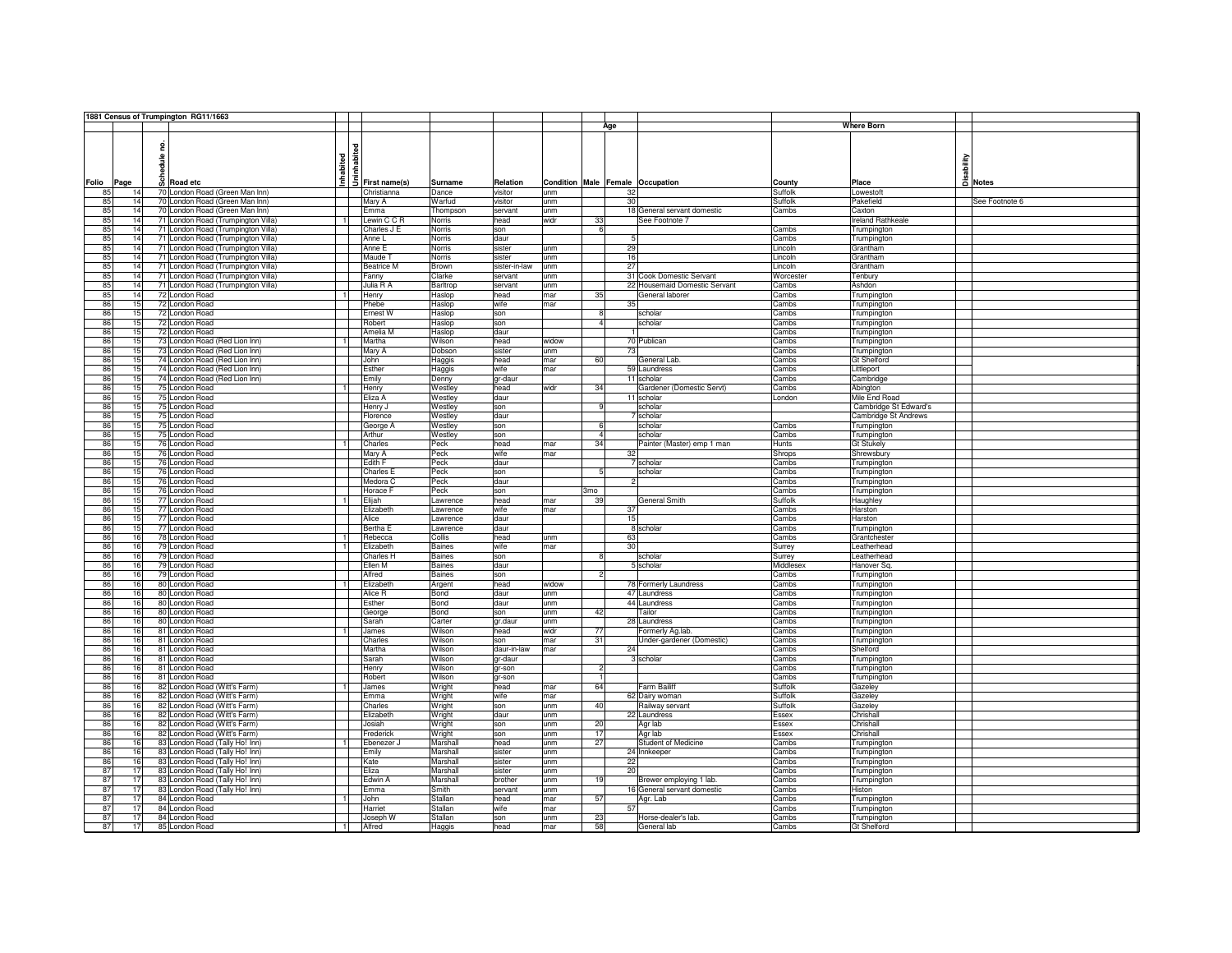| 1881 Census of Trumpington RG11/1663 | | | | | | | | | | | | | | | | |
|---|---|---|---|---|---|---|---|---|---|---|---|---|---|---|---|---|
| | | | | | | | | | | Age | | | Where Born | | | |
| Folio | Page | Schedule no. | Road etc | Inhabited | Uninhabited | First name(s) | Surname | Relation | Condition | Male | Female | Occupation | County | Place | Disability | Notes |
| 85 | 14 | 70 | London Road (Green Man Inn) | | | Christianna | Dance | visitor | unm | | 32 | | Suffolk | Lowestoft | | |
| 85 | 14 | 70 | London Road (Green Man Inn) | | | Mary A | Warfud | visitor | unm | | 30 | | Suffolk | Pakefield | | See Footnote 6 |
| 85 | 14 | 70 | London Road (Green Man Inn) | | | Emma | Thompson | servant | unm | | 18 | General servant domestic | Cambs | Caxton | | |
| 85 | 14 | 71 | London Road (Trumpington Villa) | 1 | | Lewin C C R | Norris | head | widr | 33 | | See Footnote 7 | | Ireland Rathkeale | | |
| 85 | 14 | 71 | London Road (Trumpington Villa) | | | Charles J E | Norris | son | | 6 | | | Cambs | Trumpington | | |
| 85 | 14 | 71 | London Road (Trumpington Villa) | | | Anne L | Norris | daur | | | 5 | | Cambs | Trumpington | | |
| 85 | 14 | 71 | London Road (Trumpington Villa) | | | Anne E | Norris | sister | unm | | 29 | | Lincoln | Grantham | | |
| 85 | 14 | 71 | London Road (Trumpington Villa) | | | Maude T | Norris | sister | unm | | 16 | | Lincoln | Grantham | | |
| 85 | 14 | 71 | London Road (Trumpington Villa) | | | Beatrice M | Brown | sister-in-law | unm | | 27 | | Lincoln | Grantham | | |
| 85 | 14 | 71 | London Road (Trumpington Villa) | | | Fanny | Clarke | servant | unm | | 31 | Cook Domestic Servant | Worcester | Tenbury | | |
| 85 | 14 | 71 | London Road (Trumpington Villa) | | | Julia R A | Barltrop | servant | unm | | 22 | Housemaid Domestic Servant | Cambs | Ashdon | | |
| 85 | 14 | 72 | London Road | 1 | | Henry | Haslop | head | mar | 35 | | General laborer | Cambs | Trumpington | | |
| 86 | 15 | 72 | London Road | | | Phebe | Haslop | wife | mar | | 35 | | Cambs | Trumpington | | |
| 86 | 15 | 72 | London Road | | | Ernest W | Haslop | son | | 8 | | scholar | Cambs | Trumpington | | |
| 86 | 15 | 72 | London Road | | | Robert | Haslop | son | | 4 | | scholar | Cambs | Trumpington | | |
| 86 | 15 | 72 | London Road | | | Amelia M | Haslop | daur | | | 1 | | Cambs | Trumpington | | |
| 86 | 15 | 73 | London Road (Red Lion Inn) | 1 | | Martha | Wilson | head | widow | | 70 | Publican | Cambs | Trumpington | | |
| 86 | 15 | 73 | London Road (Red Lion Inn) | | | Mary A | Dobson | sister | unm | | 73 | | Cambs | Trumpington | | |
| 86 | 15 | 74 | London Road (Red Lion Inn) | | | John | Haggis | head | mar | 60 | | General Lab. | Cambs | Gt Shelford | | |
| 86 | 15 | 74 | London Road (Red Lion Inn) | | | Esther | Haggis | wife | mar | | 59 | Laundress | Cambs | Littleport | | |
| 86 | 15 | 74 | London Road (Red Lion Inn) | | | Emily | Denny | gr-daur | | | 11 | scholar | Cambs | Cambridge | | |
| 86 | 15 | 75 | London Road | 1 | | Henry | Westley | head | widr | 34 | | Gardener (Domestic Servt) | Cambs | Abington | | |
| 86 | 15 | 75 | London Road | | | Eliza A | Westley | daur | | | 11 | scholar | London | Mile End Road | | |
| 86 | 15 | 75 | London Road | | | Henry J | Westley | son | | 9 | | scholar | | Cambridge St Edward's | | |
| 86 | 15 | 75 | London Road | | | Florence | Westley | daur | | | 7 | scholar | | Cambridge St Andrews | | |
| 86 | 15 | 75 | London Road | | | George A | Westley | son | | 6 | | scholar | Cambs | Trumpington | | |
| 86 | 15 | 75 | London Road | | | Arthur | Westley | son | | 4 | | scholar | Cambs | Trumpington | | |
| 86 | 15 | 76 | London Road | 1 | | Charles | Peck | head | mar | 34 | | Painter (Master) emp 1 man | Hunts | Gt Stukely | | |
| 86 | 15 | 76 | London Road | | | Mary A | Peck | wife | mar | | 32 | | Shrops | Shrewsbury | | |
| 86 | 15 | 76 | London Road | | | Edith F | Peck | daur | | | 7 | scholar | Cambs | Trumpington | | |
| 86 | 15 | 76 | London Road | | | Charles E | Peck | son | | 5 | | scholar | Cambs | Trumpington | | |
| 86 | 15 | 76 | London Road | | | Medora C | Peck | daur | | | 2 | | Cambs | Trumpington | | |
| 86 | 15 | 76 | London Road | | | Horace F | Peck | son | | 3mo | | | Cambs | Trumpington | | |
| 86 | 15 | 77 | London Road | 1 | | Elijah | Lawrence | head | mar | 39 | | General Smith | Suffolk | Haughley | | |
| 86 | 15 | 77 | London Road | | | Elizabeth | Lawrence | wife | mar | | 37 | | Cambs | Harston | | |
| 86 | 15 | 77 | London Road | | | Alice | Lawrence | daur | | | 15 | | Cambs | Harston | | |
| 86 | 15 | 77 | London Road | | | Bertha E | Lawrence | daur | | | 8 | scholar | Cambs | Trumpington | | |
| 86 | 16 | 78 | London Road | 1 | | Rebecca | Collis | head | unm | | 63 | | Cambs | Grantchester | | |
| 86 | 16 | 79 | London Road | 1 | | Elizabeth | Baines | wife | mar | | 30 | | Surrey | Leatherhead | | |
| 86 | 16 | 79 | London Road | | | Charles H | Baines | son | | 8 | | scholar | Surrey | Leatherhead | | |
| 86 | 16 | 79 | London Road | | | Ellen M | Baines | daur | | | 5 | scholar | Middlesex | Hanover Sq. | | |
| 86 | 16 | 79 | London Road | | | Alfred | Baines | son | | 2 | | | Cambs | Trumpington | | |
| 86 | 16 | 80 | London Road | 1 | | Elizabeth | Argent | head | widow | | 78 | Formerly Laundress | Cambs | Trumpington | | |
| 86 | 16 | 80 | London Road | | | Alice R | Bond | daur | unm | | 47 | Laundress | Cambs | Trumpington | | |
| 86 | 16 | 80 | London Road | | | Esther | Bond | daur | unm | | 44 | Laundress | Cambs | Trumpington | | |
| 86 | 16 | 80 | London Road | | | George | Bond | son | unm | 42 | | Tailor | Cambs | Trumpington | | |
| 86 | 16 | 80 | London Road | | | Sarah | Carter | gr.daur | unm | | 28 | Laundress | Cambs | Trumpington | | |
| 86 | 16 | 81 | London Road | 1 | | James | Wilson | head | widr | 77 | | Formerly Ag.lab. | Cambs | Trumpington | | |
| 86 | 16 | 81 | London Road | | | Charles | Wilson | son | mar | 31 | | Under-gardener (Domestic) | Cambs | Trumpington | | |
| 86 | 16 | 81 | London Road | | | Martha | Wilson | daur-in-law | mar | | 24 | | Cambs | Shelford | | |
| 86 | 16 | 81 | London Road | | | Sarah | Wilson | gr-daur | | | 3 | scholar | Cambs | Trumpington | | |
| 86 | 16 | 81 | London Road | | | Henry | Wilson | gr-son | | 2 | | | Cambs | Trumpington | | |
| 86 | 16 | 81 | London Road | | | Robert | Wilson | gr-son | | 1 | | | Cambs | Trumpington | | |
| 86 | 16 | 82 | London Road (Witt's Farm) | 1 | | James | Wright | head | mar | 64 | | Farm Bailiff | Suffolk | Gazeley | | |
| 86 | 16 | 82 | London Road (Witt's Farm) | | | Emma | Wright | wife | mar | | 62 | Dairy woman | Suffolk | Gazeley | | |
| 86 | 16 | 82 | London Road (Witt's Farm) | | | Charles | Wright | son | unm | 40 | | Railway servant | Suffolk | Gazeley | | |
| 86 | 16 | 82 | London Road (Witt's Farm) | | | Elizabeth | Wright | daur | unm | | 22 | Laundress | Essex | Chrishall | | |
| 86 | 16 | 82 | London Road (Witt's Farm) | | | Josiah | Wright | son | unm | 20 | | Agr lab | Essex | Chrishall | | |
| 86 | 16 | 82 | London Road (Witt's Farm) | | | Frederick | Wright | son | unm | 17 | | Agr lab | Essex | Chrishall | | |
| 86 | 16 | 83 | London Road (Tally Ho! Inn) | 1 | | Ebenezer J | Marshall | head | unm | 27 | | Student of Medicine | Cambs | Trumpington | | |
| 86 | 16 | 83 | London Road (Tally Ho! Inn) | | | Emily | Marshall | sister | unm | | 24 | Innkeeper | Cambs | Trumpington | | |
| 86 | 16 | 83 | London Road (Tally Ho! Inn) | | | Kate | Marshall | sister | unm | | 22 | | Cambs | Trumpington | | |
| 87 | 17 | 83 | London Road (Tally Ho! Inn) | | | Eliza | Marshall | sister | unm | | 20 | | Cambs | Trumpington | | |
| 87 | 17 | 83 | London Road (Tally Ho! Inn) | | | Edwin A | Marshall | brother | unm | 19 | | Brewer employing 1 lab. | Cambs | Trumpington | | |
| 87 | 17 | 83 | London Road (Tally Ho! Inn) | | | Emma | Smith | servant | unm | | 16 | General servant domestic | Cambs | Histon | | |
| 87 | 17 | 84 | London Road | 1 | | John | Stallan | head | mar | 57 | | Agr. Lab | Cambs | Trumpington | | |
| 87 | 17 | 84 | London Road | | | Harriet | Stallan | wife | mar | | 57 | | Cambs | Trumpington | | |
| 87 | 17 | 84 | London Road | | | Joseph W | Stallan | son | unm | 23 | | Horse-dealer's lab. | Cambs | Trumpington | | |
| 87 | 17 | 85 | London Road | 1 | | Alfred | Haggis | head | mar | 58 | | General lab | Cambs | Gt Shelford | | |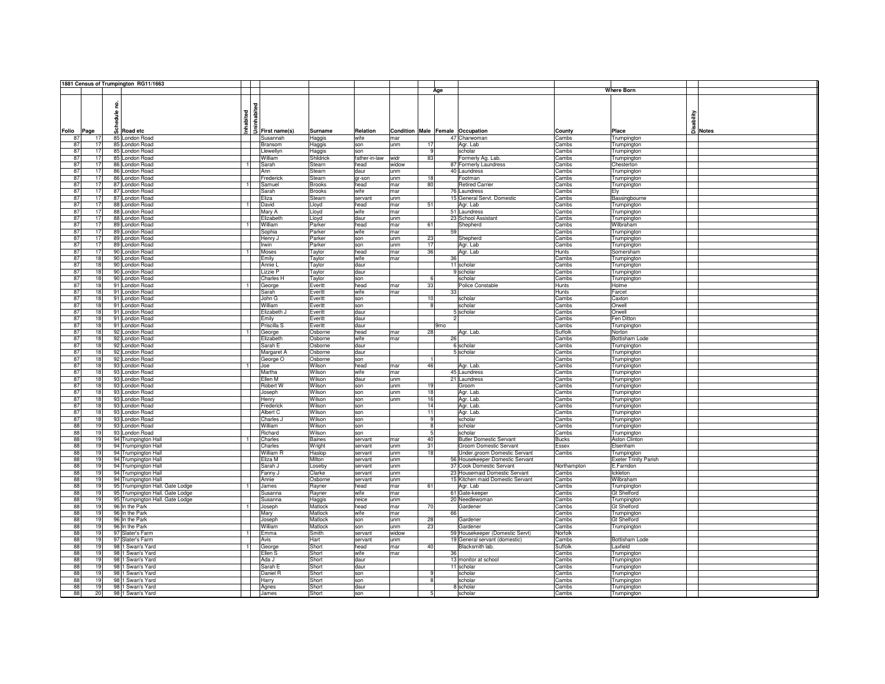| 1881 Census of Trumpington RG11/1663 | | | | | | | | | | | | | | | | | |
|---|---|---|---|---|---|---|---|---|---|---|---|---|---|---|---|---|---|
| | | | | | | | | | | | Age | | | Where Born | | | |
| Folio | Page | Schedule no. | Road etc | Inhabited | Uninhabited | First name(s) | Surname | Relation | Condition | Male | Female | Occupation | County | Place | Disability | Notes |
| 87 | 17 | 85 | London Road | | | Susannah | Haggis | wife | mar | | 47 | Charwoman | Cambs | Trumpington | | |
| 87 | 17 | 85 | London Road | | | Bransom | Haggis | son | unm | 17 | | Agr. Lab | Cambs | Trumpington | | |
| 87 | 17 | 85 | London Road | | | Llewellyn | Haggis | son | | 9 | | scholar | Cambs | Trumpington | | |
| 87 | 17 | 85 | London Road | | | William | Shildrick | father-in-law | widr | 83 | | Formerly Ag. Lab. | Cambs | Trumpington | | |
| 87 | 17 | 86 | London Road | 1 | | Sarah | Stearn | head | widow | | 87 | Formerly Laundress | Cambs | Chesterton | | |
| 87 | 17 | 86 | London Road | | | Ann | Stearn | daur | unm | | 40 | Laundress | Cambs | Trumpington | | |
| 87 | 17 | 86 | London Road | | | Frederick | Stearn | gr-son | unm | 18 | | Footman | Cambs | Trumpington | | |
| 87 | 17 | 87 | London Road | 1 | | Samuel | Brooks | head | mar | 80 | | Retired Carrier | Cambs | Trumpington | | |
| 87 | 17 | 87 | London Road | | | Sarah | Brooks | wife | mar | | 76 | Laundress | Cambs | Ely | | |
| 87 | 17 | 87 | London Road | | | Eliza | Stearn | servant | unm | | 15 | General Servt. Domestic | Cambs | Bassingbourne | | |
| 87 | 17 | 88 | London Road | 1 | | David | Lloyd | head | mar | 51 | | Agr. Lab | Cambs | Trumpington | | |
| 87 | 17 | 88 | London Road | | | Mary A | Lloyd | wife | mar | | 51 | Laundress | Cambs | Trumpington | | |
| 87 | 17 | 88 | London Road | | | Elizabeth | Lloyd | daur | unm | | 23 | School Assistant | Cambs | Trumpington | | |
| 87 | 17 | 89 | London Road | 1 | | William | Parker | head | mar | 61 | | Shepherd | Cambs | Wilbraham | | |
| 87 | 17 | 89 | London Road | | | Sophia | Parker | wife | mar | | 59 | | Cambs | Trumpington | | |
| 87 | 17 | 89 | London Road | | | Henry J | Parker | son | unm | 23 | | Shepherd | Cambs | Trumpington | | |
| 87 | 17 | 89 | London Road | | | Irwin | Parker | son | unm | 17 | | Agr. Lab | Cambs | Trumpington | | |
| 87 | 17 | 90 | London Road | 1 | | Moses | Taylor | head | mar | 36 | | Agr. Lab | Hunts | Somersham | | |
| 87 | 18 | 90 | London Road | | | Emily | Taylor | wife | mar | | 36 | | Cambs | Trumpington | | |
| 87 | 18 | 90 | London Road | | | Annie L | Taylor | daur | | | 11 | scholar | Cambs | Trumpington | | |
| 87 | 18 | 90 | London Road | | | Lizzie P | Taylor | daur | | | 9 | scholar | Cambs | Trumpington | | |
| 87 | 18 | 90 | London Road | | | Charles H | Taylor | son | | 6 | | scholar | Cambs | Trumpington | | |
| 87 | 18 | 91 | London Road | 1 | | George | Everitt | head | mar | 33 | | Police Constable | Hunts | Holme | | |
| 87 | 18 | 91 | London Road | | | Sarah | Everitt | wife | mar | | 33 | | Hunts | Farcet | | |
| 87 | 18 | 91 | London Road | | | John G | Everitt | son | | 10 | | scholar | Cambs | Caxton | | |
| 87 | 18 | 91 | London Road | | | William | Everitt | son | | 8 | | scholar | Cambs | Orwell | | |
| 87 | 18 | 91 | London Road | | | Elizabeth J | Everitt | daur | | | 5 | scholar | Cambs | Orwell | | |
| 87 | 18 | 91 | London Road | | | Emily | Everitt | daur | | | 2 | | Cambs | Fen Ditton | | |
| 87 | 18 | 91 | London Road | | | Priscilla S | Everitt | daur | | | 9mo | | Cambs | Trumpington | | |
| 87 | 18 | 92 | London Road | 1 | | George | Osborne | head | mar | 28 | | Agr. Lab. | Suffolk | Norton | | |
| 87 | 18 | 92 | London Road | | | Elizabeth | Osborne | wife | mar | | 26 | | Cambs | Bottisham Lode | | |
| 87 | 18 | 92 | London Road | | | Sarah E | Osborne | daur | | | 6 | scholar | Cambs | Trumpington | | |
| 87 | 18 | 92 | London Road | | | Margaret A | Osborne | daur | | | 5 | scholar | Cambs | Trumpington | | |
| 87 | 18 | 92 | London Road | | | George O | Osborne | son | | 1 | | | Cambs | Trumpington | | |
| 87 | 18 | 93 | London Road | 1 | | Joe | Wilson | head | mar | 46 | | Agr. Lab. | Cambs | Trumpington | | |
| 87 | 18 | 93 | London Road | | | Martha | Wilson | wife | mar | | 45 | Laundress | Cambs | Trumpington | | |
| 87 | 18 | 93 | London Road | | | Ellen M | Wilson | daur | unm | | 21 | Laundress | Cambs | Trumpington | | |
| 87 | 18 | 93 | London Road | | | Robert W | Wilson | son | unm | 19 | | Groom | Cambs | Trumpington | | |
| 87 | 18 | 93 | London Road | | | Joseph | Wilson | son | unm | 18 | | Agr. Lab. | Cambs | Trumpington | | |
| 87 | 18 | 93 | London Road | | | Henry | Wilson | son | unm | 16 | | Agr. Lab. | Cambs | Trumpington | | |
| 87 | 18 | 93 | London Road | | | Frederick | Wilson | son | | 14 | | Agr. Lab. | Cambs | Trumpington | | |
| 87 | 18 | 93 | London Road | | | Albert C | Wilson | son | | 11 | | Agr. Lab. | Cambs | Trumpington | | |
| 87 | 18 | 93 | London Road | | | Charles J | Wilson | son | | 9 | | scholar | Cambs | Trumpington | | |
| 88 | 19 | 93 | London Road | | | William | Wilson | son | | 8 | | scholar | Cambs | Trumpington | | |
| 88 | 19 | 93 | London Road | | | Richard | Wilson | son | | 5 | | scholar | Cambs | Trumpington | | |
| 88 | 19 | 94 | Trumpington Hall | 1 | | Charles | Baines | servant | mar | 40 | | Butler Domestic Servant | Bucks | Aston Clinton | | |
| 88 | 19 | 94 | Trumpington Hall | | | Charles | Wright | servant | unm | 31 | | Groom Domestic Servant | Essex | Elsenham | | |
| 88 | 19 | 94 | Trumpington Hall | | | William R | Haslop | servant | unm | 18 | | Under.groom Domestic Servant | Cambs | Trumpington | | |
| 88 | 19 | 94 | Trumpington Hall | | | Eliza M | Milton | servant | unm | | 56 | Housekeeper Domestic Servant | | Exeter Trinity Parish | | |
| 88 | 19 | 94 | Trumpington Hall | | | Sarah J | Loseby | servant | unm | | 37 | Cook Domestic Servant | Northampton | E.Farndon | | |
| 88 | 19 | 94 | Trumpington Hall | | | Fanny J | Clarke | servant | unm | | 23 | Housemaid Domestic Servant | Cambs | Ickleton | | |
| 88 | 19 | 94 | Trumpington Hall | | | Annie | Osborne | servant | unm | | 15 | Kitchen maid Domestic Servant | Cambs | Wilbraham | | |
| 88 | 19 | 95 | Trumpington Hall. Gate Lodge | 1 | | James | Rayner | head | mar | 61 | | Agr. Lab | Cambs | Trumpington | | |
| 88 | 19 | 95 | Trumpington Hall. Gate Lodge | | | Susanna | Rayner | wife | mar | | 61 | Gate-keeper | Cambs | Gt Shelford | | |
| 88 | 19 | 95 | Trumpington Hall. Gate Lodge | | | Susanna | Haggis | neice | unm | | 20 | Needlewoman | Cambs | Trumpington | | |
| 88 | 19 | 96 | In the Park | 1 | | Joseph | Matlock | head | mar | 70 | | Gardener | Cambs | Gt Shelford | | |
| 88 | 19 | 96 | In the Park | | | Mary | Matlock | wife | mar | | 66 | | Cambs | Trumpington | | |
| 88 | 19 | 96 | In the Park | | | Joseph | Matlock | son | unm | 28 | | Gardener | Cambs | Gt Shelford | | |
| 88 | 19 | 96 | In the Park | | | William | Matlock | son | unm | 23 | | Gardener | Cambs | Trumpington | | |
| 88 | 19 | 97 | Slater's Farm | 1 | | Emma | Smith | servant | widow | | 59 | Housekeeper (Domestic Servt) | Norfolk | | | |
| 88 | 19 | 97 | Slater's Farm | | | Avis | Hart | servant | unm | | 19 | General servant (domestic) | Cambs | Bottisham Lode | | |
| 88 | 19 | 98 | 1 Swan's Yard | 1 | | George | Short | head | mar | 40 | | Blacksmith lab. | Suffolk | Laxfield | | |
| 88 | 19 | 98 | 1 Swan's Yard | | | Ellen S | Short | wife | mar | | 36 | | Cambs | Trumpington | | |
| 88 | 19 | 98 | 1 Swan's Yard | | | Ada J | Short | daur | | | 13 | monitor at school | Cambs | Trumpington | | |
| 88 | 19 | 98 | 1 Swan's Yard | | | Sarah E | Short | daur | | | 11 | scholar | Cambs | Trumpington | | |
| 88 | 19 | 98 | 1 Swan's Yard | | | Daniel R | Short | son | | 9 | | scholar | Cambs | Trumpington | | |
| 88 | 19 | 98 | 1 Swan's Yard | | | Harry | Short | son | | 8 | | scholar | Cambs | Trumpington | | |
| 88 | 19 | 98 | 1 Swan's Yard | | | Agnes | Short | daur | | | 8 | scholar | Cambs | Trumpington | | |
| 88 | 20 | 98 | 1 Swan's Yard | | | James | Short | son | | 5 | | scholar | Cambs | Trumpington | | |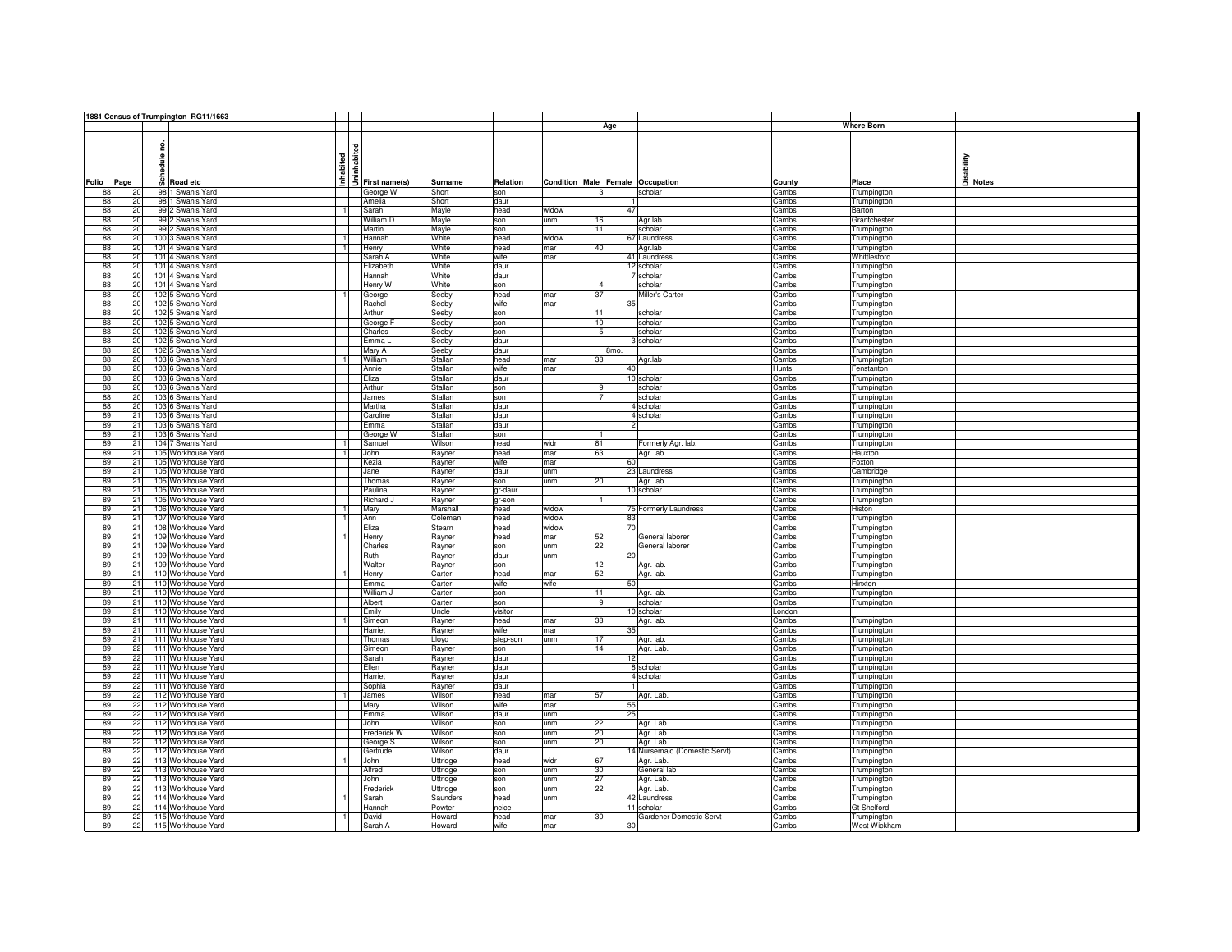**1881 Census of Trumpington RG11/1663**

| Folio | Page | Schedule no. | Road etc | Inhabited | Uninhabited | First name(s) | Surname | Relation | Condition | Age Male | Age Female | Occupation | Where Born County | Where Born Place | Disability | Notes |
|---|---|---|---|---|---|---|---|---|---|---|---|---|---|---|---|---|
| 88 | 20 | 98 | 1 Swan's Yard | | | George W | Short | son | | 3 | | scholar | Cambs | Trumpington | | |
| 88 | 20 | 98 | 1 Swan's Yard | | | Amelia | Short | daur | | | 1 | | Cambs | Trumpington | | |
| 88 | 20 | 99 | 2 Swan's Yard | 1 | | Sarah | Mayle | head | widow | | 47 | | Cambs | Barton | | |
| 88 | 20 | 99 | 2 Swan's Yard | | | William D | Mayle | son | unm | 16 | | Agr.lab | Cambs | Grantchester | | |
| 88 | 20 | 99 | 2 Swan's Yard | | | Martin | Mayle | son | | 11 | | scholar | Cambs | Trumpington | | |
| 88 | 20 | 100 | 3 Swan's Yard | 1 | | Hannah | White | head | widow | | 67 | Laundress | Cambs | Trumpington | | |
| 88 | 20 | 101 | 4 Swan's Yard | 1 | | Henry | White | head | mar | 40 | | Agr.lab | Cambs | Trumpington | | |
| 88 | 20 | 101 | 4 Swan's Yard | | | Sarah A | White | wife | mar | | 41 | Laundress | Cambs | Whittlesford | | |
| 88 | 20 | 101 | 4 Swan's Yard | | | Elizabeth | White | daur | | | 12 | scholar | Cambs | Trumpington | | |
| 88 | 20 | 101 | 4 Swan's Yard | | | Hannah | White | daur | | | 7 | scholar | Cambs | Trumpington | | |
| 88 | 20 | 101 | 4 Swan's Yard | | | Henry W | White | son | | 4 | | scholar | Cambs | Trumpington | | |
| 88 | 20 | 102 | 5 Swan's Yard | 1 | | George | Seeby | head | mar | 37 | | Miller's Carter | Cambs | Trumpington | | |
| 88 | 20 | 102 | 5 Swan's Yard | | | Rachel | Seeby | wife | mar | | 35 | | Cambs | Trumpington | | |
| 88 | 20 | 102 | 5 Swan's Yard | | | Arthur | Seeby | son | | 11 | | scholar | Cambs | Trumpington | | |
| 88 | 20 | 102 | 5 Swan's Yard | | | George F | Seeby | son | | 10 | | scholar | Cambs | Trumpington | | |
| 88 | 20 | 102 | 5 Swan's Yard | | | Charles | Seeby | son | | 5 | | scholar | Cambs | Trumpington | | |
| 88 | 20 | 102 | 5 Swan's Yard | | | Emma L | Seeby | daur | | | 3 | scholar | Cambs | Trumpington | | |
| 88 | 20 | 102 | 5 Swan's Yard | | | Mary A | Seeby | daur | | | 8mo. | | Cambs | Trumpington | | |
| 88 | 20 | 103 | 6 Swan's Yard | 1 | | William | Stallan | head | mar | 38 | | Agr.lab | Cambs | Trumpington | | |
| 88 | 20 | 103 | 6 Swan's Yard | | | Annie | Stallan | wife | mar | | 40 | | Hunts | Fenstanton | | |
| 88 | 20 | 103 | 6 Swan's Yard | | | Eliza | Stallan | daur | | | 10 | scholar | Cambs | Trumpington | | |
| 88 | 20 | 103 | 6 Swan's Yard | | | Arthur | Stallan | son | | 9 | | scholar | Cambs | Trumpington | | |
| 88 | 20 | 103 | 6 Swan's Yard | | | James | Stallan | son | | 7 | | scholar | Cambs | Trumpington | | |
| 88 | 20 | 103 | 6 Swan's Yard | | | Martha | Stallan | daur | | | 4 | scholar | Cambs | Trumpington | | |
| 89 | 21 | 103 | 6 Swan's Yard | | | Caroline | Stallan | daur | | | 4 | scholar | Cambs | Trumpington | | |
| 89 | 21 | 103 | 6 Swan's Yard | | | Emma | Stallan | daur | | | 2 | | Cambs | Trumpington | | |
| 89 | 21 | 103 | 6 Swan's Yard | | | George W | Stallan | son | | 1 | | | Cambs | Trumpington | | |
| 89 | 21 | 104 | 7 Swan's Yard | 1 | | Samuel | Wilson | head | widr | 81 | | Formerly Agr. lab. | Cambs | Trumpington | | |
| 89 | 21 | 105 | Workhouse Yard | 1 | | John | Rayner | head | mar | 63 | | Agr. lab. | Cambs | Hauxton | | |
| 89 | 21 | 105 | Workhouse Yard | | | Kezia | Rayner | wife | mar | | 60 | | Cambs | Foxton | | |
| 89 | 21 | 105 | Workhouse Yard | | | Jane | Rayner | daur | unm | | 23 | Laundress | Cambs | Cambridge | | |
| 89 | 21 | 105 | Workhouse Yard | | | Thomas | Rayner | son | unm | 20 | | Agr. lab. | Cambs | Trumpington | | |
| 89 | 21 | 105 | Workhouse Yard | | | Paulina | Rayner | gr-daur | | | 10 | scholar | Cambs | Trumpington | | |
| 89 | 21 | 105 | Workhouse Yard | | | Richard J | Rayner | gr-son | | 1 | | | Cambs | Trumpington | | |
| 89 | 21 | 106 | Workhouse Yard | 1 | | Mary | Marshall | head | widow | | 75 | Formerly Laundress | Cambs | Histon | | |
| 89 | 21 | 107 | Workhouse Yard | 1 | | Ann | Coleman | head | widow | | 83 | | Cambs | Trumpington | | |
| 89 | 21 | 108 | Workhouse Yard | | | Eliza | Stearn | head | widow | | 70 | | Cambs | Trumpington | | |
| 89 | 21 | 109 | Workhouse Yard | 1 | | Henry | Rayner | head | mar | 52 | | General laborer | Cambs | Trumpington | | |
| 89 | 21 | 109 | Workhouse Yard | | | Charles | Rayner | son | unm | 22 | | General laborer | Cambs | Trumpington | | |
| 89 | 21 | 109 | Workhouse Yard | | | Ruth | Rayner | daur | unm | | 20 | | Cambs | Trumpington | | |
| 89 | 21 | 109 | Workhouse Yard | | | Walter | Rayner | son | | 12 | | Agr. lab. | Cambs | Trumpington | | |
| 89 | 21 | 110 | Workhouse Yard | 1 | | Henry | Carter | head | mar | 52 | | Agr. lab. | Cambs | Trumpington | | |
| 89 | 21 | 110 | Workhouse Yard | | | Emma | Carter | wife | wife | | 50 | | Cambs | Hinxton | | |
| 89 | 21 | 110 | Workhouse Yard | | | William J | Carter | son | | 11 | | Agr. lab. | Cambs | Trumpington | | |
| 89 | 21 | 110 | Workhouse Yard | | | Albert | Carter | son | | 9 | | scholar | Cambs | Trumpington | | |
| 89 | 21 | 110 | Workhouse Yard | | | Emily | Uncle | visitor | | | 10 | scholar | London | | | |
| 89 | 21 | 111 | Workhouse Yard | 1 | | Simeon | Rayner | head | mar | 38 | | Agr. lab. | Cambs | Trumpington | | |
| 89 | 21 | 111 | Workhouse Yard | | | Harriet | Rayner | wife | mar | | 35 | | Cambs | Trumpington | | |
| 89 | 21 | 111 | Workhouse Yard | | | Thomas | Lloyd | step-son | unm | 17 | | Agr. lab. | Cambs | Trumpington | | |
| 89 | 22 | 111 | Workhouse Yard | | | Simeon | Rayner | son | | 14 | | Agr. Lab. | Cambs | Trumpington | | |
| 89 | 22 | 111 | Workhouse Yard | | | Sarah | Rayner | daur | | | 12 | | Cambs | Trumpington | | |
| 89 | 22 | 111 | Workhouse Yard | | | Ellen | Rayner | daur | | | 8 | scholar | Cambs | Trumpington | | |
| 89 | 22 | 111 | Workhouse Yard | | | Harriet | Rayner | daur | | | 4 | scholar | Cambs | Trumpington | | |
| 89 | 22 | 111 | Workhouse Yard | | | Sophia | Rayner | daur | | | 1 | | Cambs | Trumpington | | |
| 89 | 22 | 112 | Workhouse Yard | 1 | | James | Wilson | head | mar | 57 | | Agr. Lab. | Cambs | Trumpington | | |
| 89 | 22 | 112 | Workhouse Yard | | | Mary | Wilson | wife | mar | | 55 | | Cambs | Trumpington | | |
| 89 | 22 | 112 | Workhouse Yard | | | Emma | Wilson | daur | unm | | 25 | | Cambs | Trumpington | | |
| 89 | 22 | 112 | Workhouse Yard | | | John | Wilson | son | unm | 22 | | Agr. Lab. | Cambs | Trumpington | | |
| 89 | 22 | 112 | Workhouse Yard | | | Frederick W | Wilson | son | unm | 20 | | Agr. Lab. | Cambs | Trumpington | | |
| 89 | 22 | 112 | Workhouse Yard | | | George S | Wilson | son | unm | 20 | | Agr. Lab. | Cambs | Trumpington | | |
| 89 | 22 | 112 | Workhouse Yard | | | Gertrude | Wilson | daur | | | 14 | Nursemaid (Domestic Servt) | Cambs | Trumpington | | |
| 89 | 22 | 113 | Workhouse Yard | 1 | | John | Uttridge | head | widr | 67 | | Agr. Lab. | Cambs | Trumpington | | |
| 89 | 22 | 113 | Workhouse Yard | | | Alfred | Uttridge | son | unm | 30 | | General lab | Cambs | Trumpington | | |
| 89 | 22 | 113 | Workhouse Yard | | | John | Uttridge | son | unm | 27 | | Agr. Lab. | Cambs | Trumpington | | |
| 89 | 22 | 113 | Workhouse Yard | | | Frederick | Uttridge | son | unm | 22 | | Agr. Lab. | Cambs | Trumpington | | |
| 89 | 22 | 114 | Workhouse Yard | 1 | | Sarah | Saunders | head | unm | | 42 | Laundress | Cambs | Trumpington | | |
| 89 | 22 | 114 | Workhouse Yard | | | Hannah | Powter | neice | | | 11 | scholar | Cambs | Gt Shelford | | |
| 89 | 22 | 115 | Workhouse Yard | 1 | | David | Howard | head | mar | 30 | | Gardener Domestic Servt | Cambs | Trumpington | | |
| 89 | 22 | 115 | Workhouse Yard | | | Sarah A | Howard | wife | mar | | 30 | | Cambs | West Wickham | | |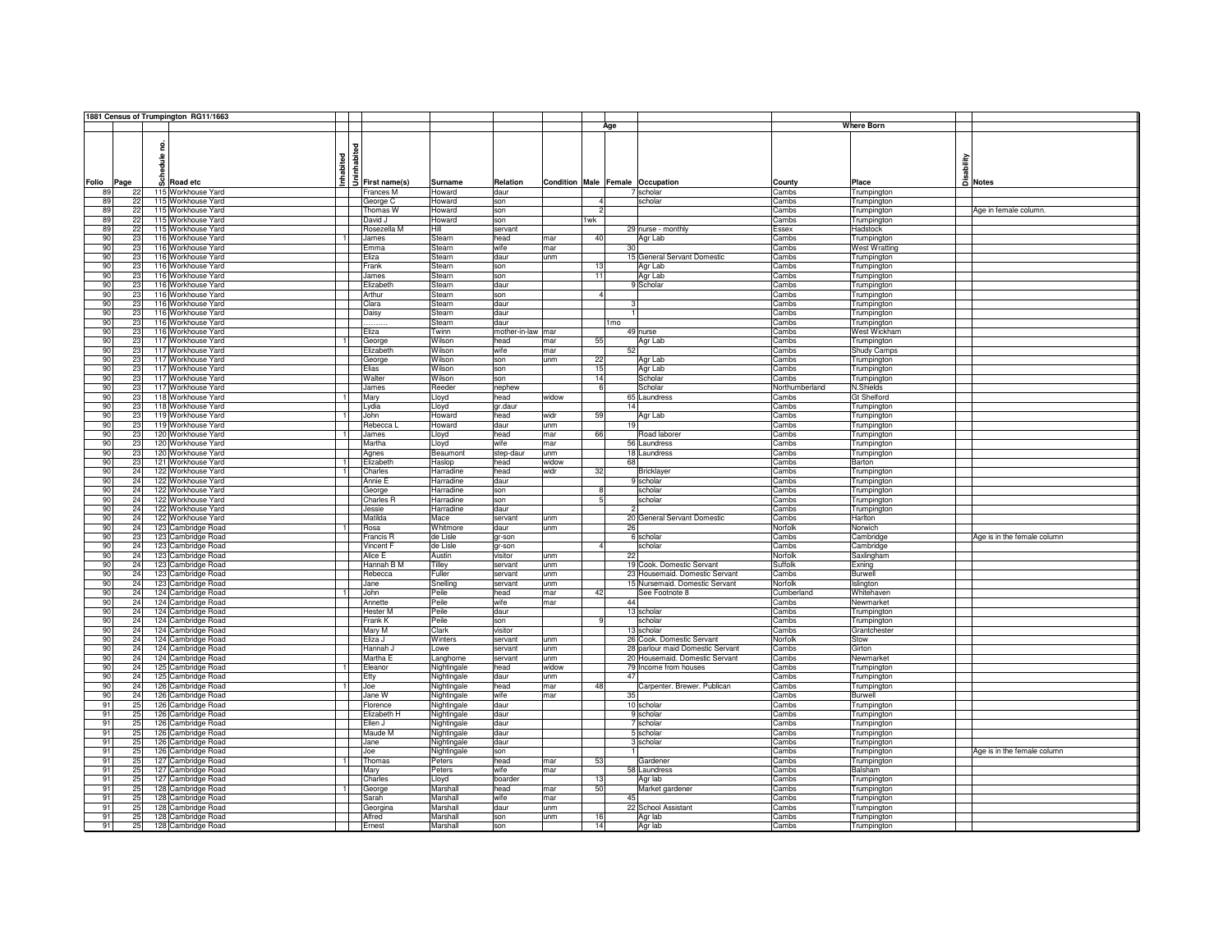| 1881 Census of Trumpington RG11/1663 | | | | | | | | | | | | | | | | | |
|---|---|---|---|---|---|---|---|---|---|---|---|---|---|---|---|---|---|
| | | | | | | | | | | | Age | | | Where Born | | | |
| Folio | Page | Schedule no. | Road etc | Inhabited | Uninhabited | First name(s) | Surname | Relation | Condition | Male | Female | Occupation | County | Place | Disability | Notes |
| 89 | 22 | 115 | Workhouse Yard | | | Frances M | Howard | daur | | | 7 | scholar | Cambs | Trumpington | | |
| 89 | 22 | 115 | Workhouse Yard | | | George C | Howard | son | | 4 | | scholar | Cambs | Trumpington | | |
| 89 | 22 | 115 | Workhouse Yard | | | Thomas W | Howard | son | | 2 | | | Cambs | Trumpington | | Age in female column. |
| 89 | 22 | 115 | Workhouse Yard | | | David J | Howard | son | | 1wk | | | Cambs | Trumpington | | |
| 89 | 22 | 115 | Workhouse Yard | | | Rosezella M | Hill | servant | | | 29 | nurse - monthly | Essex | Hadstock | | |
| 90 | 23 | 116 | Workhouse Yard | 1 | | James | Stearn | head | mar | 40 | | Agr Lab | Cambs | Trumpington | | |
| 90 | 23 | 116 | Workhouse Yard | | | Emma | Stearn | wife | mar | | 30 | | Cambs | West Wratting | | |
| 90 | 23 | 116 | Workhouse Yard | | | Eliza | Stearn | daur | unm | | 15 | General Servant Domestic | Cambs | Trumpington | | |
| 90 | 23 | 116 | Workhouse Yard | | | Frank | Stearn | son | | 13 | | Agr Lab | Cambs | Trumpington | | |
| 90 | 23 | 116 | Workhouse Yard | | | James | Stearn | son | | 11 | | Agr Lab | Cambs | Trumpington | | |
| 90 | 23 | 116 | Workhouse Yard | | | Elizabeth | Stearn | daur | | | 9 | Scholar | Cambs | Trumpington | | |
| 90 | 23 | 116 | Workhouse Yard | | | Arthur | Stearn | son | | 4 | | | Cambs | Trumpington | | |
| 90 | 23 | 116 | Workhouse Yard | | | Clara | Stearn | daur | | | 3 | | Cambs | Trumpington | | |
| 90 | 23 | 116 | Workhouse Yard | | | Daisy | Stearn | daur | | | 1 | | Cambs | Trumpington | | |
| 90 | 23 | 116 | Workhouse Yard | | | .......... | Stearn | daur | | | 1mo | | Cambs | Trumpington | | |
| 90 | 23 | 116 | Workhouse Yard | | | Eliza | Twinn | mother-in-law | mar | | 49 | nurse | Cambs | West Wickham | | |
| 90 | 23 | 117 | Workhouse Yard | 1 | | George | Wilson | head | mar | 55 | | Agr Lab | Cambs | Trumpington | | |
| 90 | 23 | 117 | Workhouse Yard | | | Elizabeth | Wilson | wife | mar | | 52 | | Cambs | Shudy Camps | | |
| 90 | 23 | 117 | Workhouse Yard | | | George | Wilson | son | unm | 22 | | Agr Lab | Cambs | Trumpington | | |
| 90 | 23 | 117 | Workhouse Yard | | | Elias | Wilson | son | | 15 | | Agr Lab | Cambs | Trumpington | | |
| 90 | 23 | 117 | Workhouse Yard | | | Walter | Wilson | son | | 14 | | Scholar | Cambs | Trumpington | | |
| 90 | 23 | 117 | Workhouse Yard | | | James | Reeder | nephew | | 6 | | Scholar | Northumberland | N.Shields | | |
| 90 | 23 | 118 | Workhouse Yard | 1 | | Mary | Lloyd | head | widow | | 65 | Laundress | Cambs | Gt Shelford | | |
| 90 | 23 | 118 | Workhouse Yard | | | Lydia | Lloyd | gr.daur | | | 14 | | Cambs | Trumpington | | |
| 90 | 23 | 119 | Workhouse Yard | 1 | | John | Howard | head | widr | 59 | | Agr Lab | Cambs | Trumpington | | |
| 90 | 23 | 119 | Workhouse Yard | | | Rebecca L | Howard | daur | unm | | 19 | | Cambs | Trumpington | | |
| 90 | 23 | 120 | Workhouse Yard | 1 | | James | Lloyd | head | mar | 66 | | Road laborer | Cambs | Trumpington | | |
| 90 | 23 | 120 | Workhouse Yard | | | Martha | Lloyd | wife | mar | | 56 | Laundress | Cambs | Trumpington | | |
| 90 | 23 | 120 | Workhouse Yard | | | Agnes | Beaumont | step-daur | unm | | 18 | Laundress | Cambs | Trumpington | | |
| 90 | 23 | 121 | Workhouse Yard | 1 | | Elizabeth | Haslop | head | widow | | 68 | | Cambs | Barton | | |
| 90 | 24 | 122 | Workhouse Yard | 1 | | Charles | Harradine | head | widr | 32 | | Bricklayer | Cambs | Trumpington | | |
| 90 | 24 | 122 | Workhouse Yard | | | Annie E | Harradine | daur | | | 9 | scholar | Cambs | Trumpington | | |
| 90 | 24 | 122 | Workhouse Yard | | | George | Harradine | son | | 8 | | scholar | Cambs | Trumpington | | |
| 90 | 24 | 122 | Workhouse Yard | | | Charles R | Harradine | son | | 5 | | scholar | Cambs | Trumpington | | |
| 90 | 24 | 122 | Workhouse Yard | | | Jessie | Harradine | daur | | | 2 | | Cambs | Trumpington | | |
| 90 | 24 | 122 | Workhouse Yard | | | Matilda | Mace | servant | unm | | 20 | General Servant Domestic | Cambs | Harlton | | |
| 90 | 24 | 123 | Cambridge Road | 1 | | Rosa | Whitmore | daur | unm | | 26 | | Norfolk | Norwich | | |
| 90 | 23 | 123 | Cambridge Road | | | Francis R | de Lisle | gr-son | | | 6 | scholar | Cambs | Cambridge | | Age is in the female column |
| 90 | 24 | 123 | Cambridge Road | | | Vincent F | de Lisle | gr-son | | 4 | | scholar | Cambs | Cambridge | | |
| 90 | 24 | 123 | Cambridge Road | | | Alice E | Austin | visitor | unm | | 22 | | Norfolk | Saxlingham | | |
| 90 | 24 | 123 | Cambridge Road | | | Hannah B M | Tilley | servant | unm | | 19 | Cook. Domestic Servant | Suffolk | Exning | | |
| 90 | 24 | 123 | Cambridge Road | | | Rebecca | Fuller | servant | unm | | 23 | Housemaid. Domestic Servant | Cambs | Burwell | | |
| 90 | 24 | 123 | Cambridge Road | | | Jane | Snelling | servant | unm | | 15 | Nursemaid. Domestic Servant | Norfolk | Islington | | |
| 90 | 24 | 124 | Cambridge Road | 1 | | John | Peile | head | mar | 42 | | See Footnote 8 | Cumberland | Whitehaven | | |
| 90 | 24 | 124 | Cambridge Road | | | Annette | Peile | wife | mar | | 44 | | Cambs | Newmarket | | |
| 90 | 24 | 124 | Cambridge Road | | | Hester M | Peile | daur | | | 13 | scholar | Cambs | Trumpington | | |
| 90 | 24 | 124 | Cambridge Road | | | Frank K | Peile | son | | 9 | | scholar | Cambs | Trumpington | | |
| 90 | 24 | 124 | Cambridge Road | | | Mary M | Clark | visitor | | | 13 | scholar | Cambs | Grantchester | | |
| 90 | 24 | 124 | Cambridge Road | | | Eliza J | Winters | servant | unm | | 26 | Cook. Domestic Servant | Norfolk | Stow | | |
| 90 | 24 | 124 | Cambridge Road | | | Hannah J | Lowe | servant | unm | | 28 | parlour maid Domestic Servant | Cambs | Girton | | |
| 90 | 24 | 124 | Cambridge Road | | | Martha E | Langhorne | servant | unm | | 20 | Housemaid. Domestic Servant | Cambs | Newmarket | | |
| 90 | 24 | 125 | Cambridge Road | 1 | | Eleanor | Nightingale | head | widow | | 79 | Income from houses | Cambs | Trumpington | | |
| 90 | 24 | 125 | Cambridge Road | | | Etty | Nightingale | daur | unm | | 47 | | Cambs | Trumpington | | |
| 90 | 24 | 126 | Cambridge Road | 1 | | Joe | Nightingale | head | mar | 48 | | Carpenter. Brewer. Publican | Cambs | Trumpington | | |
| 90 | 24 | 126 | Cambridge Road | | | Jane W | Nightingale | wife | mar | | 35 | | Cambs | Burwell | | |
| 91 | 25 | 126 | Cambridge Road | | | Florence | Nightingale | daur | | | 10 | scholar | Cambs | Trumpington | | |
| 91 | 25 | 126 | Cambridge Road | | | Elizabeth H | Nightingale | daur | | | 9 | scholar | Cambs | Trumpington | | |
| 91 | 25 | 126 | Cambridge Road | | | Ellen J | Nightingale | daur | | | 7 | scholar | Cambs | Trumpington | | |
| 91 | 25 | 126 | Cambridge Road | | | Maude M | Nightingale | daur | | | 5 | scholar | Cambs | Trumpington | | |
| 91 | 25 | 126 | Cambridge Road | | | Jane | Nightingale | daur | | | 3 | scholar | Cambs | Trumpington | | |
| 91 | 25 | 126 | Cambridge Road | | | Joe | Nightingale | son | | | 1 | | Cambs | Trumpington | | Age is in the female column |
| 91 | 25 | 127 | Cambridge Road | 1 | | Thomas | Peters | head | mar | 53 | | Gardener | Cambs | Trumpington | | |
| 91 | 25 | 127 | Cambridge Road | | | Mary | Peters | wife | mar | | 58 | Laundress | Cambs | Balsham | | |
| 91 | 25 | 127 | Cambridge Road | | | Charles | Lloyd | boarder | | 13 | | Agr lab | Cambs | Trumpington | | |
| 91 | 25 | 128 | Cambridge Road | 1 | | George | Marshall | head | mar | 50 | | Market gardener | Cambs | Trumpington | | |
| 91 | 25 | 128 | Cambridge Road | | | Sarah | Marshall | wife | mar | | 45 | | Cambs | Trumpington | | |
| 91 | 25 | 128 | Cambridge Road | | | Georgina | Marshall | daur | unm | | 22 | School Assistant | Cambs | Trumpington | | |
| 91 | 25 | 128 | Cambridge Road | | | Alfred | Marshall | son | unm | 16 | | Agr lab | Cambs | Trumpington | | |
| 91 | 25 | 128 | Cambridge Road | | | Ernest | Marshall | son | | 14 | | Agr lab | Cambs | Trumpington | | |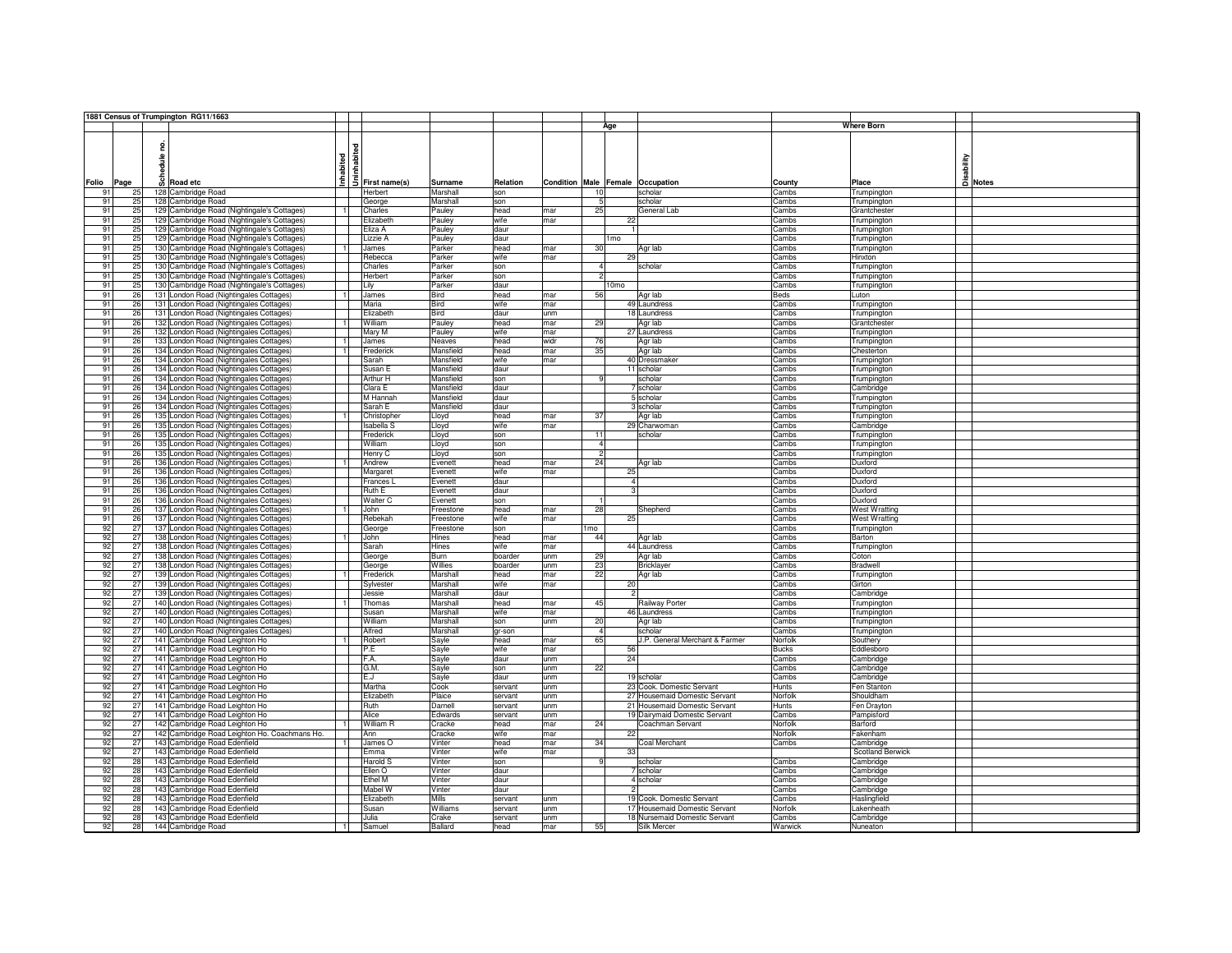**1881 Census of Trumpington RG11/1663**

| Folio | Page | Schedule no. | Road etc | Inhabited | Uninhabited | First name(s) | Surname | Relation | Condition | Age Male | Age Female | Occupation | Where Born County | Where Born Place | Disability | Notes |
|---|---|---|---|---|---|---|---|---|---|---|---|---|---|---|---|---|
| 91 | 25 | 128 | Cambridge Road | | | Herbert | Marshall | son | | 10 | | scholar | Cambs | Trumpington | | |
| 91 | 25 | 128 | Cambridge Road | | | George | Marshall | son | | 5 | | scholar | Cambs | Trumpington | | |
| 91 | 25 | 129 | Cambridge Road (Nightingale's Cottages) | 1 | | Charles | Pauley | head | mar | 25 | | General Lab | Cambs | Grantchester | | |
| 91 | 25 | 129 | Cambridge Road (Nightingale's Cottages) | | | Elizabeth | Pauley | wife | mar | | 22 | | Cambs | Trumpington | | |
| 91 | 25 | 129 | Cambridge Road (Nightingale's Cottages) | | | Eliza A | Pauley | daur | | | 1 | | Cambs | Trumpington | | |
| 91 | 25 | 129 | Cambridge Road (Nightingale's Cottages) | | | Lizzie A | Pauley | daur | | | 1mo | | Cambs | Trumpington | | |
| 91 | 25 | 130 | Cambridge Road (Nightingale's Cottages) | 1 | | James | Parker | head | mar | 30 | | Agr lab | Cambs | Trumpington | | |
| 91 | 25 | 130 | Cambridge Road (Nightingale's Cottages) | | | Rebecca | Parker | wife | mar | | 29 | | Cambs | Hinxton | | |
| 91 | 25 | 130 | Cambridge Road (Nightingale's Cottages) | | | Charles | Parker | son | | 4 | | scholar | Cambs | Trumpington | | |
| 91 | 25 | 130 | Cambridge Road (Nightingale's Cottages) | | | Herbert | Parker | son | | 2 | | | Cambs | Trumpington | | |
| 91 | 25 | 130 | Cambridge Road (Nightingale's Cottages) | | | Lily | Parker | daur | | | 10mo | | Cambs | Trumpington | | |
| 91 | 26 | 131 | London Road (Nightingales Cottages) | 1 | | James | Bird | head | mar | 56 | | Agr lab | Beds | Luton | | |
| 91 | 26 | 131 | London Road (Nightingales Cottages) | | | Maria | Bird | wife | mar | | 49 | Laundress | Cambs | Trumpington | | |
| 91 | 26 | 131 | London Road (Nightingales Cottages) | | | Elizabeth | Bird | daur | unm | | 18 | Laundress | Cambs | Trumpington | | |
| 91 | 26 | 132 | London Road (Nightingales Cottages) | 1 | | William | Pauley | head | mar | 29 | | Agr lab | Cambs | Grantchester | | |
| 91 | 26 | 132 | London Road (Nightingales Cottages) | | | Mary M | Pauley | wife | mar | | 27 | Laundress | Cambs | Trumpington | | |
| 91 | 26 | 133 | London Road (Nightingales Cottages) | 1 | | James | Neaves | head | widr | 76 | | Agr lab | Cambs | Trumpington | | |
| 91 | 26 | 134 | London Road (Nightingales Cottages) | 1 | | Frederick | Mansfield | head | mar | 35 | | Agr lab | Cambs | Chesterton | | |
| 91 | 26 | 134 | London Road (Nightingales Cottages) | | | Sarah | Mansfield | wife | mar | | 40 | Dressmaker | Cambs | Trumpington | | |
| 91 | 26 | 134 | London Road (Nightingales Cottages) | | | Susan E | Mansfield | daur | | | 11 | scholar | Cambs | Trumpington | | |
| 91 | 26 | 134 | London Road (Nightingales Cottages) | | | Arthur H | Mansfield | son | | 9 | | scholar | Cambs | Trumpington | | |
| 91 | 26 | 134 | London Road (Nightingales Cottages) | | | Clara E | Mansfield | daur | | | 7 | scholar | Cambs | Cambridge | | |
| 91 | 26 | 134 | London Road (Nightingales Cottages) | | | M Hannah | Mansfield | daur | | | 5 | scholar | Cambs | Trumpington | | |
| 91 | 26 | 134 | London Road (Nightingales Cottages) | | | Sarah E | Mansfield | daur | | | 3 | scholar | Cambs | Trumpington | | |
| 91 | 26 | 135 | London Road (Nightingales Cottages) | 1 | | Christopher | Lloyd | head | mar | 37 | | Agr lab | Cambs | Trumpington | | |
| 91 | 26 | 135 | London Road (Nightingales Cottages) | | | Isabella S | Lloyd | wife | mar | | 29 | Charwoman | Cambs | Cambridge | | |
| 91 | 26 | 135 | London Road (Nightingales Cottages) | | | Frederick | Lloyd | son | | 11 | | scholar | Cambs | Trumpington | | |
| 91 | 26 | 135 | London Road (Nightingales Cottages) | | | William | Lloyd | son | | 4 | | | Cambs | Trumpington | | |
| 91 | 26 | 135 | London Road (Nightingales Cottages) | | | Henry C | Lloyd | son | | 2 | | | Cambs | Trumpington | | |
| 91 | 26 | 136 | London Road (Nightingales Cottages) | 1 | | Andrew | Evenett | head | mar | 24 | | Agr lab | Cambs | Duxford | | |
| 91 | 26 | 136 | London Road (Nightingales Cottages) | | | Margaret | Evenett | wife | mar | | 25 | | Cambs | Duxford | | |
| 91 | 26 | 136 | London Road (Nightingales Cottages) | | | Frances L | Evenett | daur | | | 4 | | Cambs | Duxford | | |
| 91 | 26 | 136 | London Road (Nightingales Cottages) | | | Ruth E | Evenett | daur | | | 3 | | Cambs | Duxford | | |
| 91 | 26 | 136 | London Road (Nightingales Cottages) | | | Walter C | Evenett | son | | 1 | | | Cambs | Duxford | | |
| 91 | 26 | 137 | London Road (Nightingales Cottages) | 1 | | John | Freestone | head | mar | 28 | | Shepherd | Cambs | West Wratting | | |
| 91 | 26 | 137 | London Road (Nightingales Cottages) | | | Rebekah | Freestone | wife | mar | | 25 | | Cambs | West Wratting | | |
| 92 | 27 | 137 | London Road (Nightingales Cottages) | | | George | Freestone | son | | 1mo | | | Cambs | Trumpington | | |
| 92 | 27 | 138 | London Road (Nightingales Cottages) | 1 | | John | Hines | head | mar | 44 | | Agr lab | Cambs | Barton | | |
| 92 | 27 | 138 | London Road (Nightingales Cottages) | | | Sarah | Hines | wife | mar | | 44 | Laundress | Cambs | Trumpington | | |
| 92 | 27 | 138 | London Road (Nightingales Cottages) | | | George | Burn | boarder | unm | 29 | | Agr lab | Cambs | Coton | | |
| 92 | 27 | 138 | London Road (Nightingales Cottages) | | | George | Willies | boarder | unm | 23 | | Bricklayer | Cambs | Bradwell | | |
| 92 | 27 | 139 | London Road (Nightingales Cottages) | 1 | | Frederick | Marshall | head | mar | 22 | | Agr lab | Cambs | Trumpington | | |
| 92 | 27 | 139 | London Road (Nightingales Cottages) | | | Sylvester | Marshall | wife | mar | | 20 | | Cambs | Girton | | |
| 92 | 27 | 139 | London Road (Nightingales Cottages) | | | Jessie | Marshall | daur | | | 2 | | Cambs | Cambridge | | |
| 92 | 27 | 140 | London Road (Nightingales Cottages) | 1 | | Thomas | Marshall | head | mar | 45 | | Railway Porter | Cambs | Trumpington | | |
| 92 | 27 | 140 | London Road (Nightingales Cottages) | | | Susan | Marshall | wife | mar | | 46 | Laundress | Cambs | Trumpington | | |
| 92 | 27 | 140 | London Road (Nightingales Cottages) | | | William | Marshall | son | unm | 20 | | Agr lab | Cambs | Trumpington | | |
| 92 | 27 | 140 | London Road (Nightingales Cottages) | | | Alfred | Marshall | gr-son | | 4 | | scholar | Cambs | Trumpington | | |
| 92 | 27 | 141 | Cambridge Road Leighton Ho | 1 | | Robert | Sayle | head | mar | 65 | | J.P. General Merchant & Farmer | Norfolk | Southery | | |
| 92 | 27 | 141 | Cambridge Road Leighton Ho | | | P.E | Sayle | wife | mar | | 56 | | Bucks | Eddlesboro | | |
| 92 | 27 | 141 | Cambridge Road Leighton Ho | | | F.A. | Sayle | daur | unm | | 24 | | Cambs | Cambridge | | |
| 92 | 27 | 141 | Cambridge Road Leighton Ho | | | G.M. | Sayle | son | unm | 22 | | | Cambs | Cambridge | | |
| 92 | 27 | 141 | Cambridge Road Leighton Ho | | | E.J | Sayle | daur | unm | | 19 | scholar | Cambs | Cambridge | | |
| 92 | 27 | 141 | Cambridge Road Leighton Ho | | | Martha | Cook | servant | unm | | 23 | Cook. Domestic Servant | Hunts | Fen Stanton | | |
| 92 | 27 | 141 | Cambridge Road Leighton Ho | | | Elizabeth | Plaice | servant | unm | | 27 | Housemaid Domestic Servant | Norfolk | Shouldham | | |
| 92 | 27 | 141 | Cambridge Road Leighton Ho | | | Ruth | Darnell | servant | unm | | 21 | Housemaid Domestic Servant | Hunts | Fen Drayton | | |
| 92 | 27 | 141 | Cambridge Road Leighton Ho | | | Alice | Edwards | servant | unm | | 19 | Dairymaid Domestic Servant | Cambs | Pampisford | | |
| 92 | 27 | 142 | Cambridge Road Leighton Ho | 1 | | William R | Cracke | head | mar | 24 | | Coachman Servant | Norfolk | Barford | | |
| 92 | 27 | 142 | Cambridge Road Leighton Ho. Coachmans Ho. | | | Ann | Cracke | wife | mar | | 22 | | Norfolk | Fakenham | | |
| 92 | 27 | 143 | Cambridge Road Edenfield | 1 | | James O | Vinter | head | mar | 34 | | Coal Merchant | Cambs | Cambridge | | |
| 92 | 27 | 143 | Cambridge Road Edenfield | | | Emma | Vinter | wife | mar | | 33 | | | Scotland Berwick | | |
| 92 | 28 | 143 | Cambridge Road Edenfield | | | Harold S | Vinter | son | | 9 | | scholar | Cambs | Cambridge | | |
| 92 | 28 | 143 | Cambridge Road Edenfield | | | Ellen O | Vinter | daur | | | 7 | scholar | Cambs | Cambridge | | |
| 92 | 28 | 143 | Cambridge Road Edenfield | | | Ethel M | Vinter | daur | | | 4 | scholar | Cambs | Cambridge | | |
| 92 | 28 | 143 | Cambridge Road Edenfield | | | Mabel W | Vinter | daur | | | 2 | | Cambs | Cambridge | | |
| 92 | 28 | 143 | Cambridge Road Edenfield | | | Elizabeth | Mills | servant | unm | | 19 | Cook. Domestic Servant | Cambs | Haslingfield | | |
| 92 | 28 | 143 | Cambridge Road Edenfield | | | Susan | Williams | servant | unm | | 17 | Housemaid Domestic Servant | Norfolk | Lakenheath | | |
| 92 | 28 | 143 | Cambridge Road Edenfield | | | Julia | Crake | servant | unm | | 18 | Nursemaid Domestic Servant | Cambs | Cambridge | | |
| 92 | 28 | 144 | Cambridge Road | 1 | | Samuel | Ballard | head | mar | 55 | | Silk Mercer | Warwick | Nuneaton | | |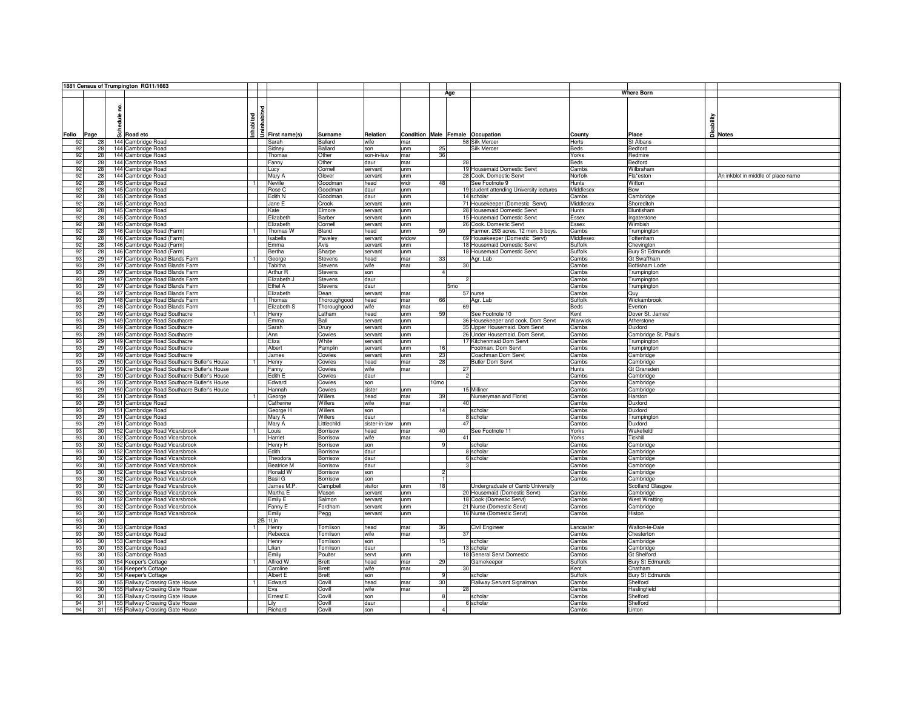**1881 Census of Trumpington RG11/1663**

| Folio | Page | Schedule no. | Road etc | Inhabited | Uninhabited | First name(s) | Surname | Relation | Condition | Age Male | Age Female | Occupation | Where Born County | Where Born Place | Disability | Notes |
|---|---|---|---|---|---|---|---|---|---|---|---|---|---|---|---|---|
| 92 | 28 | 144 | Cambridge Road | | | Sarah | Ballard | wife | mar | | 58 | Silk Mercer | Herts | St Albans | | |
| 92 | 28 | 144 | Cambridge Road | | | Sidney | Ballard | son | unm | 25 | | Silk Mercer | Beds | Bedford | | |
| 92 | 28 | 144 | Cambridge Road | | | Thomas | Other | son-in-law | mar | 36 | | | Yorks | Redmire | | |
| 92 | 28 | 144 | Cambridge Road | | | Fanny | Other | daur | mar | | 28 | | Beds | Bedford | | |
| 92 | 28 | 144 | Cambridge Road | | | Lucy | Cornell | servant | unm | | 19 | Housemaid Domestic Servt | Cambs | Wilbraham | | |
| 92 | 28 | 144 | Cambridge Road | | | Mary A | Glover | servant | unm | | 28 | Cook. Domestic Servt | Norfolk | Fla*eston | | An inkblot in middle of place name |
| 92 | 28 | 145 | Cambridge Road | 1 | | Neville | Goodman | head | widr | 48 | | See Footnote 9 | Hunts | Witton | | |
| 92 | 28 | 145 | Cambridge Road | | | Rose C | Goodman | daur | unm | | 19 | student attending University lectures | Middlesex | Bow | | |
| 92 | 28 | 145 | Cambridge Road | | | Edith N | Goodman | daur | unm | | 14 | scholar | Cambs | Cambridge | | |
| 92 | 28 | 145 | Cambridge Road | | | Jane E | Crook | servant | unm | | 71 | Housekeeper (Domestic Servt) | Middlesex | Shoreditch | | |
| 92 | 28 | 145 | Cambridge Road | | | Kate | Elmore | servant | unm | | 28 | Housemaid Domestic Servt | Hunts | Bluntisham | | |
| 92 | 28 | 145 | Cambridge Road | | | Elizabeth | Barber | servant | unm | | 15 | Housemaid Domestic Servt | Essex | Ingatestone | | |
| 92 | 28 | 145 | Cambridge Road | | | Elizabeth | Cornell | servant | unm | | 26 | Cook. Domestic Servt | Essex | Wimbish | | |
| 92 | 28 | 146 | Cambridge Road (Farm) | 1 | | Thomas W | Bland | head | unm | 59 | | Farmer. 293 acres. 12 men. 3 boys. | Cambs | Trumpington | | |
| 92 | 28 | 146 | Cambridge Road (Farm) | | | Isabella | Paveley | servant | widow | | 69 | Housekeeper (Domestic Servt) | Middlesex | Tottenham | | |
| 92 | 28 | 146 | Cambridge Road (Farm) | | | Emma | Avis | servant | unm | | 18 | Housemaid Domestic Servt | Suffolk | Chevington | | |
| 92 | 28 | 146 | Cambridge Road (Farm) | | | Bertha | Sharpe | servant | unm | | 18 | Housemaid Domestic Servt | Suffolk | Bury St Edmunds | | |
| 93 | 29 | 147 | Cambridge Road Blands Farm | 1 | | George | Stevens | head | mar | 33 | | Agr. Lab | Cambs | Gt Swaffham | | |
| 93 | 29 | 147 | Cambridge Road Blands Farm | | | Tabitha | Stevens | wife | mar | | 30 | | Cambs | Bottisham Lode | | |
| 93 | 29 | 147 | Cambridge Road Blands Farm | | | Arthur R | Stevens | son | | 4 | | | Cambs | Trumpington | | |
| 93 | 29 | 147 | Cambridge Road Blands Farm | | | Elizabeth J | Stevens | daur | | | 2 | | Cambs | Trumpington | | |
| 93 | 29 | 147 | Cambridge Road Blands Farm | | | Ethel A | Stevens | daur | | | 5mo | | Cambs | Trumpington | | |
| 93 | 29 | 147 | Cambridge Road Blands Farm | | | Elizabeth | Dean | servant | mar | | 57 | nurse | Cambs | Quy | | |
| 93 | 29 | 148 | Cambridge Road Blands Farm | 1 | | Thomas | Thoroughgood | head | mar | 66 | | Agr. Lab | Suffolk | Wickambrook | | |
| 93 | 29 | 148 | Cambridge Road Blands Farm | | | Elizabeth S | Thoroughgood | wife | mar | | 69 | | Beds | Everton | | |
| 93 | 29 | 149 | Cambridge Road Southacre | 1 | | Henry | Latham | head | unm | 59 | | See Footnote 10 | Kent | Dover St. James' | | |
| 93 | 29 | 149 | Cambridge Road Southacre | | | Emma | Ball | servant | unm | | 36 | Housekeeper and cook. Dom Servt | Warwick | Atherstone | | |
| 93 | 29 | 149 | Cambridge Road Southacre | | | Sarah | Drury | servant | unm | | 35 | Upper Housemaid. Dom Servt | Cambs | Duxford | | |
| 93 | 29 | 149 | Cambridge Road Southacre | | | Ann | Cowles | servant | unm | | 26 | Under Housemaid. Dom Servt. | Cambs | Cambridge St. Paul's | | |
| 93 | 29 | 149 | Cambridge Road Southacre | | | Eliza | White | servant | unm | | 17 | Kitchenmaid Dom Servt | Cambs | Trumpington | | |
| 93 | 29 | 149 | Cambridge Road Southacre | | | Albert | Pamplin | servant | unm | 16 | | Footman. Dom Servt | Cambs | Trumpington | | |
| 93 | 29 | 149 | Cambridge Road Southacre | | | James | Cowles | servant | unm | 23 | | Coachman Dom Servt | Cambs | Cambridge | | |
| 93 | 29 | 150 | Cambridge Road Southacre Butler's House | 1 | | Henry | Cowles | head | mar | 28 | | Butler Dom Servt | Cambs | Cambridge | | |
| 93 | 29 | 150 | Cambridge Road Southacre Butler's House | | | Fanny | Cowles | wife | mar | | 27 | | Hunts | Gt Gransden | | |
| 93 | 29 | 150 | Cambridge Road Southacre Butler's House | | | Edith E | Cowles | daur | | | 2 | | Cambs | Cambridge | | |
| 93 | 29 | 150 | Cambridge Road Southacre Butler's House | | | Edward | Cowles | son | | 10mo | | | Cambs | Cambridge | | |
| 93 | 29 | 150 | Cambridge Road Southacre Butler's House | | | Hannah | Cowles | sister | unm | | 15 | Milliner | Cambs | Cambridge | | |
| 93 | 29 | 151 | Cambridge Road | 1 | | George | Willers | head | mar | 39 | | Nurseryman and Florist | Cambs | Harston | | |
| 93 | 29 | 151 | Cambridge Road | | | Catherine | Willers | wife | mar | | 40 | | Cambs | Duxford | | |
| 93 | 29 | 151 | Cambridge Road | | | George H | Willers | son | | 14 | | scholar | Cambs | Duxford | | |
| 93 | 29 | 151 | Cambridge Road | | | Mary A | Willers | daur | | | 8 | scholar | Cambs | Trumpington | | |
| 93 | 29 | 151 | Cambridge Road | | | Mary A | Littlechild | sister-in-law | unm | | 47 | | Cambs | Duxford | | |
| 93 | 30 | 152 | Cambridge Road Vicarsbrook | 1 | | Louis | Borrisow | head | mar | 40 | | See Footnote 11 | Yorks | Wakefield | | |
| 93 | 30 | 152 | Cambridge Road Vicarsbrook | | | Harriet | Borrisow | wife | mar | | 41 | | Yorks | Tickhill | | |
| 93 | 30 | 152 | Cambridge Road Vicarsbrook | | | Henry H | Borrisow | son | | 9 | | scholar | Cambs | Cambridge | | |
| 93 | 30 | 152 | Cambridge Road Vicarsbrook | | | Edith | Borrisow | daur | | | 8 | scholar | Cambs | Cambridge | | |
| 93 | 30 | 152 | Cambridge Road Vicarsbrook | | | Theodora | Borrisow | daur | | | 6 | scholar | Cambs | Cambridge | | |
| 93 | 30 | 152 | Cambridge Road Vicarsbrook | | | Beatrice M | Borrisow | daur | | | 3 | | Cambs | Cambridge | | |
| 93 | 30 | 152 | Cambridge Road Vicarsbrook | | | Ronald W | Borrisow | son | | 2 | | | Cambs | Cambridge | | |
| 93 | 30 | 152 | Cambridge Road Vicarsbrook | | | Basil G | Borrisow | son | | 1 | | | Cambs | Cambridge | | |
| 93 | 30 | 152 | Cambridge Road Vicarsbrook | | | James M.P. | Campbell | visitor | unm | 18 | | Undergraduate of Camb University | | Scotland Glasgow | | |
| 93 | 30 | 152 | Cambridge Road Vicarsbrook | | | Martha E | Mason | servant | unm | | 20 | Housemaid (Domestic Servt) | Cambs | Cambridge | | |
| 93 | 30 | 152 | Cambridge Road Vicarsbrook | | | Emily E | Salmon | servant | unm | | 18 | Cook (Domestic Servt) | Cambs | West Wratting | | |
| 93 | 30 | 152 | Cambridge Road Vicarsbrook | | | Fanny E | Fordham | servant | unm | | 21 | Nurse (Domestic Servt) | Cambs | Cambridge | | |
| 93 | 30 | 152 | Cambridge Road Vicarsbrook | | | Emily | Pegg | servant | unm | | 16 | Nurse (Domestic Servt) | Cambs | Histon | | |
| 93 | 30 | | | | 2B | 1Un | | | | | | | | | | |
| 93 | 30 | 153 | Cambridge Road | 1 | | Henry | Tomlison | head | mar | 36 | | Civil Engineer | Lancaster | Walton-le-Dale | | |
| 93 | 30 | 153 | Cambridge Road | | | Rebecca | Tomlison | wife | mar | | 37 | | Cambs | Chesterton | | |
| 93 | 30 | 153 | Cambridge Road | | | Henry | Tomlison | son | | 15 | | scholar | Cambs | Cambridge | | |
| 93 | 30 | 153 | Cambridge Road | | | Lilian | Tomlison | daur | | | 13 | scholar | Cambs | Cambridge | | |
| 93 | 30 | 153 | Cambridge Road | | | Emily | Poulter | servt | unm | | 18 | General Servt Domestic | Cambs | Gt Shelford | | |
| 93 | 30 | 154 | Keeper's Cottage | 1 | | Alfred W | Brett | head | mar | 29 | | Gamekeeper | Suffolk | Bury St Edmunds | | |
| 93 | 30 | 154 | Keeper's Cottage | | | Caroline | Brett | wife | mar | | 30 | | Kent | Chatham | | |
| 93 | 30 | 154 | Keeper's Cottage | | | Albert E | Brett | son | | 9 | | scholar | Suffolk | Bury St Edmunds | | |
| 93 | 30 | 155 | Railway Crossing Gate House | 1 | | Edward | Covill | head | mar | 30 | | Railway Servant Signalman | Cambs | Shelford | | |
| 93 | 30 | 155 | Railway Crossing Gate House | | | Eva | Covill | wife | mar | | 28 | | Cambs | Haslingfield | | |
| 93 | 30 | 155 | Railway Crossing Gate House | | | Ernest E | Covill | son | | 8 | | scholar | Cambs | Shelford | | |
| 94 | 31 | 155 | Railway Crossing Gate House | | | Lily | Covill | daur | | | 6 | scholar | Cambs | Shelford | | |
| 94 | 31 | 155 | Railway Crossing Gate House | | | Richard | Covill | son | | 4 | | | Cambs | Linton | | |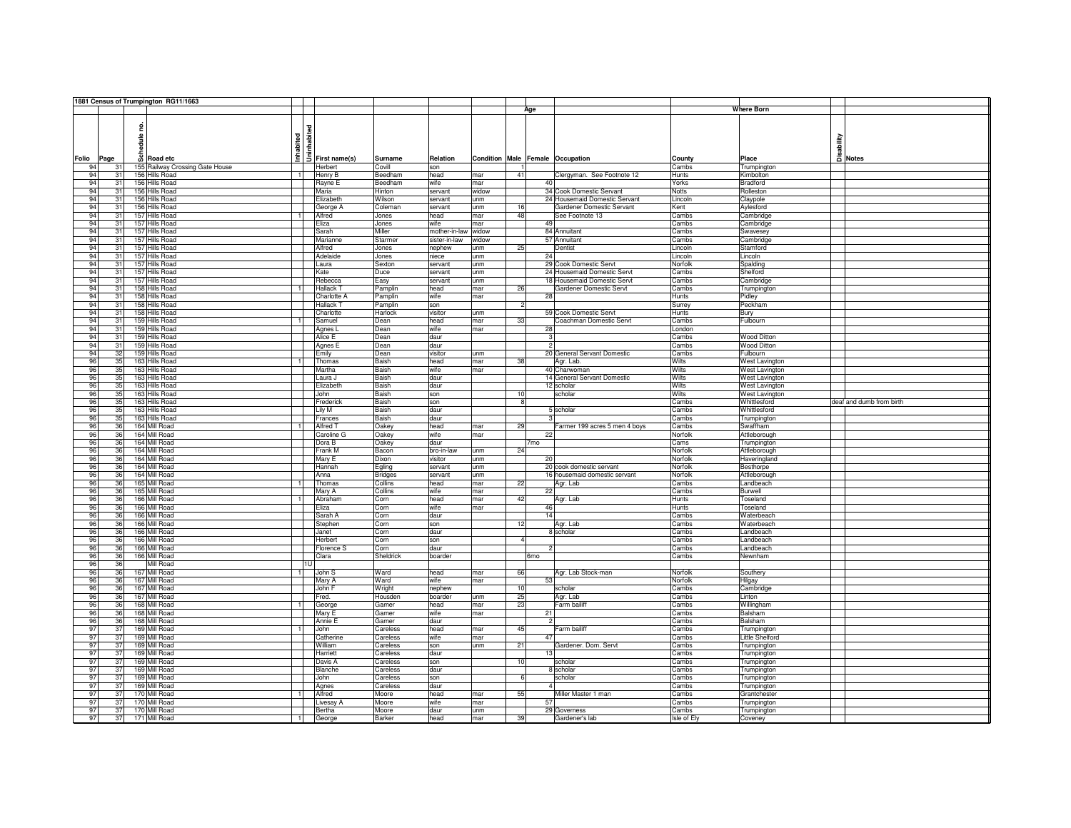**1881 Census of Trumpington RG11/1663**

| Folio | Page | Schedule no. | Road etc | Inhabited | Uninhabited | First name(s) | Surname | Relation | Condition | Age Male | Age Female | Occupation | Where Born County | Where Born Place | Disability | Notes |
|---|---|---|---|---|---|---|---|---|---|---|---|---|---|---|---|---|
| 94 | 31 | 155 | Railway Crossing Gate House | | | Herbert | Covill | son | | 1 | | | Cambs | Trumpington | | |
| 94 | 31 | 156 | Hills Road | 1 | | Henry B | Beedham | head | mar | 41 | | Clergyman. See Footnote 12 | Hunts | Kimbolton | | |
| 94 | 31 | 156 | Hills Road | | | Rayne E | Beedham | wife | mar | | 40 | | Yorks | Bradford | | |
| 94 | 31 | 156 | Hills Road | | | Maria | Hinton | servant | widow | | 34 | Cook Domestic Servant | Notts | Rolleston | | |
| 94 | 31 | 156 | Hills Road | | | Elizabeth | Wilson | servant | unm | | 24 | Housemaid Domestic Servant | Lincoln | Claypole | | |
| 94 | 31 | 156 | Hills Road | | | George A | Coleman | servant | unm | 16 | | Gardener Domestic Servant | Kent | Aylesford | | |
| 94 | 31 | 157 | Hills Road | 1 | | Alfred | Jones | head | mar | 48 | | See Footnote 13 | Cambs | Cambridge | | |
| 94 | 31 | 157 | Hills Road | | | Eliza | Jones | wife | mar | | 49 | | Cambs | Cambridge | | |
| 94 | 31 | 157 | Hills Road | | | Sarah | Miller | mother-in-law | widow | | 84 | Annuitant | Cambs | Swavesey | | |
| 94 | 31 | 157 | Hills Road | | | Marianne | Starmer | sister-in-law | widow | | 57 | Annuitant | Cambs | Cambridge | | |
| 94 | 31 | 157 | Hills Road | | | Alfred | Jones | nephew | unm | 25 | | Dentist | Lincoln | Stamford | | |
| 94 | 31 | 157 | Hills Road | | | Adelaide | Jones | niece | unm | | 24 | | Lincoln | Lincoln | | |
| 94 | 31 | 157 | Hills Road | | | Laura | Sexton | servant | unm | | 29 | Cook Domestic Servt | Norfolk | Spalding | | |
| 94 | 31 | 157 | Hills Road | | | Kate | Duce | servant | unm | | 24 | Housemaid Domestic Servt | Cambs | Shelford | | |
| 94 | 31 | 157 | Hills Road | | | Rebecca | Easy | servant | unm | | 18 | Housemaid Domestic Servt | Cambs | Cambridge | | |
| 94 | 31 | 158 | Hills Road | 1 | | Hallack T | Pamplin | head | mar | 26 | | Gardener Domestic Servt | Cambs | Trumpington | | |
| 94 | 31 | 158 | Hills Road | | | Charlotte A | Pamplin | wife | mar | | 28 | | Hunts | Pidley | | |
| 94 | 31 | 158 | Hills Road | | | Hallack T | Pamplin | son | | 2 | | | Surrey | Peckham | | |
| 94 | 31 | 158 | Hills Road | | | Charlotte | Harlock | visitor | unm | | 59 | Cook Domestic Servt | Hunts | Bury | | |
| 94 | 31 | 159 | Hills Road | 1 | | Samuel | Dean | head | mar | 33 | | Coachman Domestic Servt | Cambs | Fulbourn | | |
| 94 | 31 | 159 | Hills Road | | | Agnes L | Dean | wife | mar | | 28 | | London | | | |
| 94 | 31 | 159 | Hills Road | | | Alice E | Dean | daur | | | 3 | | Cambs | Wood Ditton | | |
| 94 | 31 | 159 | Hills Road | | | Agnes E | Dean | daur | | | 2 | | Cambs | Wood Ditton | | |
| 94 | 32 | 159 | Hills Road | | | Emily | Dean | visitor | unm | | 20 | General Servant Domestic | Cambs | Fulbourn | | |
| 96 | 35 | 163 | Hills Road | 1 | | Thomas | Baish | head | mar | 38 | | Agr. Lab. | Wilts | West Lavington | | |
| 96 | 35 | 163 | Hills Road | | | Martha | Baish | wife | mar | | 40 | Charwoman | Wilts | West Lavington | | |
| 96 | 35 | 163 | Hills Road | | | Laura J | Baish | daur | | | 14 | General Servant Domestic | Wilts | West Lavington | | |
| 96 | 35 | 163 | Hills Road | | | Elizabeth | Baish | daur | | | 12 | scholar | Wilts | West Lavington | | |
| 96 | 35 | 163 | Hills Road | | | John | Baish | son | | 10 | | scholar | Wilts | West Lavington | | |
| 96 | 35 | 163 | Hills Road | | | Frederick | Baish | son | | 8 | | | Cambs | Whittlesford | | deaf and dumb from birth |
| 96 | 35 | 163 | Hills Road | | | Lily M | Baish | daur | | | 5 | scholar | Cambs | Whittlesford | | |
| 96 | 35 | 163 | Hills Road | | | Frances | Baish | daur | | | 3 | | Cambs | Trumpington | | |
| 96 | 36 | 164 | Mill Road | 1 | | Alfred T | Oakey | head | mar | 29 | | Farmer 199 acres 5 men 4 boys | Cambs | Swaffham | | |
| 96 | 36 | 164 | Mill Road | | | Caroline G | Oakey | wife | mar | | 22 | | Norfolk | Attleborough | | |
| 96 | 36 | 164 | Mill Road | | | Dora B | Oakey | daur | | | 7mo | | Cams | Trumpington | | |
| 96 | 36 | 164 | Mill Road | | | Frank M | Bacon | bro-in-law | unm | 24 | | | Norfolk | Attleborough | | |
| 96 | 36 | 164 | Mill Road | | | Mary E | Dixon | visitor | unm | | 20 | | Norfolk | Haveringland | | |
| 96 | 36 | 164 | Mill Road | | | Hannah | Egling | servant | unm | | 20 | cook domestic servant | Norfolk | Besthorpe | | |
| 96 | 36 | 164 | Mill Road | | | Anna | Bridges | servant | unm | | 16 | housemaid domestic servant | Norfolk | Attleborough | | |
| 96 | 36 | 165 | Mill Road | 1 | | Thomas | Collins | head | mar | 22 | | Agr. Lab | Cambs | Landbeach | | |
| 96 | 36 | 165 | Mill Road | | | Mary A | Collins | wife | mar | | 22 | | Cambs | Burwell | | |
| 96 | 36 | 166 | Mill Road | 1 | | Abraham | Corn | head | mar | 42 | | Agr. Lab | Hunts | Toseland | | |
| 96 | 36 | 166 | Mill Road | | | Eliza | Corn | wife | mar | | 46 | | Hunts | Toseland | | |
| 96 | 36 | 166 | Mill Road | | | Sarah A | Corn | daur | | | 14 | | Cambs | Waterbeach | | |
| 96 | 36 | 166 | Mill Road | | | Stephen | Corn | son | | 12 | | Agr. Lab | Cambs | Waterbeach | | |
| 96 | 36 | 166 | Mill Road | | | Janet | Corn | daur | | | 8 | scholar | Cambs | Landbeach | | |
| 96 | 36 | 166 | Mill Road | | | Herbert | Corn | son | | 4 | | | Cambs | Landbeach | | |
| 96 | 36 | 166 | Mill Road | | | Florence S | Corn | daur | | | 2 | | Cambs | Landbeach | | |
| 96 | 36 | 166 | Mill Road | | | Clara | Sheldrick | boarder | | | 6mo | | Cambs | Newnham | | |
| 96 | 36 | | Mill Road | | 1U | | | | | | | | | | | |
| 96 | 36 | 167 | Mill Road | 1 | | John S | Ward | head | mar | 66 | | Agr. Lab Stock-man | Norfolk | Southery | | |
| 96 | 36 | 167 | Mill Road | | | Mary A | Ward | wife | mar | | 53 | | Norfolk | Hilgay | | |
| 96 | 36 | 167 | Mill Road | | | John F | Wright | nephew | | 10 | | scholar | Cambs | Cambridge | | |
| 96 | 36 | 167 | Mill Road | | | Fred. | Housden | boarder | unm | 25 | | Agr. Lab | Cambs | Linton | | |
| 96 | 36 | 168 | Mill Road | 1 | | George | Garner | head | mar | 23 | | Farm bailiff | Cambs | Willingham | | |
| 96 | 36 | 168 | Mill Road | | | Mary E | Garner | wife | mar | | 21 | | Cambs | Balsham | | |
| 96 | 36 | 168 | Mill Road | | | Annie E | Garner | daur | | | 2 | | Cambs | Balsham | | |
| 97 | 37 | 169 | Mill Road | 1 | | John | Careless | head | mar | 45 | | Farm bailiff | Cambs | Trumpington | | |
| 97 | 37 | 169 | Mill Road | | | Catherine | Careless | wife | mar | | 47 | | Cambs | Little Shelford | | |
| 97 | 37 | 169 | Mill Road | | | William | Careless | son | unm | 21 | | Gardener. Dom. Servt | Cambs | Trumpington | | |
| 97 | 37 | 169 | Mill Road | | | Harriett | Careless | daur | | | 13 | | Cambs | Trumpington | | |
| 97 | 37 | 169 | Mill Road | | | Davis A | Careless | son | | 10 | | scholar | Cambs | Trumpington | | |
| 97 | 37 | 169 | Mill Road | | | Blanche | Careless | daur | | | 8 | scholar | Cambs | Trumpington | | |
| 97 | 37 | 169 | Mill Road | | | John | Careless | son | | 6 | | scholar | Cambs | Trumpington | | |
| 97 | 37 | 169 | Mill Road | | | Agnes | Careless | daur | | | 4 | | Cambs | Trumpington | | |
| 97 | 37 | 170 | Mill Road | 1 | | Alfred | Moore | head | mar | 55 | | Miller Master 1 man | Cambs | Grantchester | | |
| 97 | 37 | 170 | Mill Road | | | Livesay A | Moore | wife | mar | | 57 | | Cambs | Trumpington | | |
| 97 | 37 | 170 | Mill Road | | | Bertha | Moore | daur | unm | | 29 | Governess | Cambs | Trumpington | | |
| 97 | 37 | 171 | Mill Road | 1 | | George | Barker | head | mar | 39 | | Gardener's lab | Isle of Ely | Coveney | | |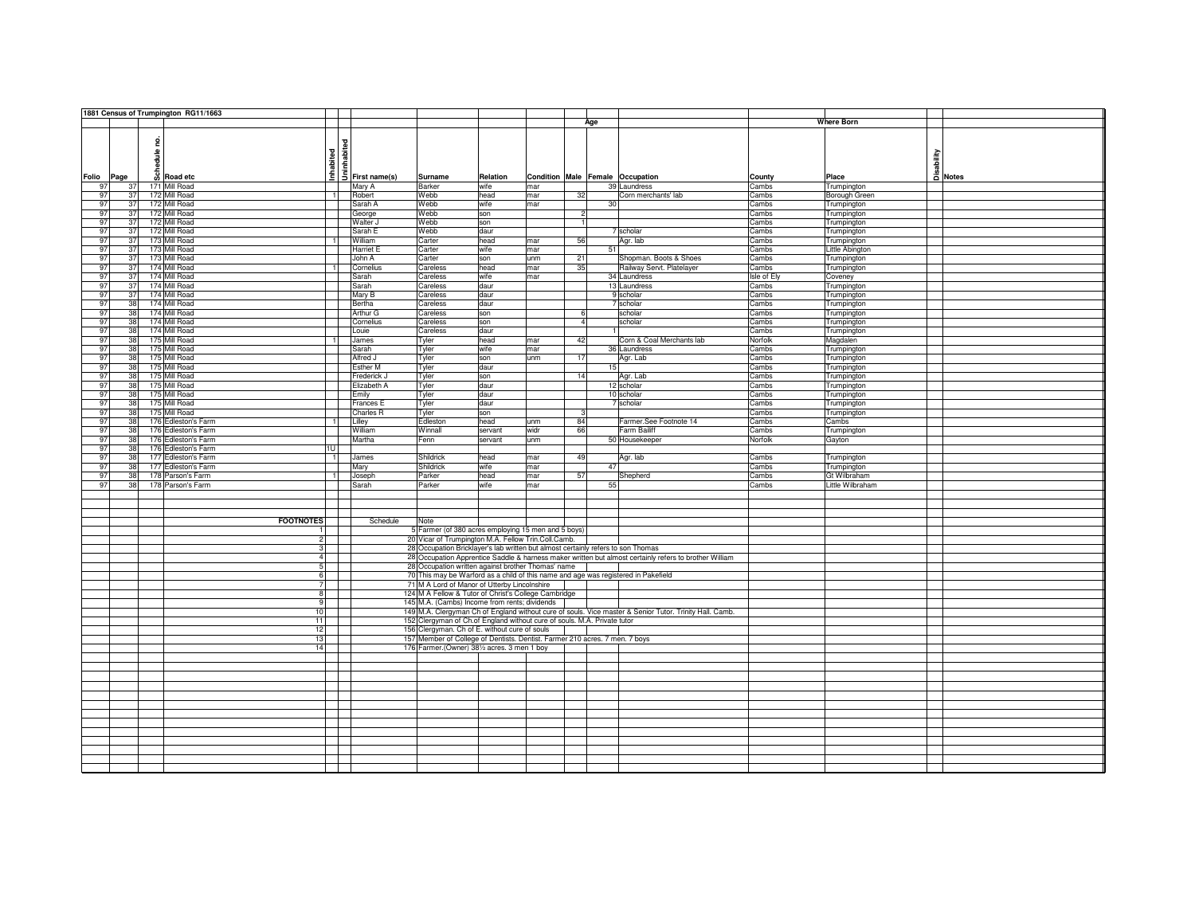**1881 Census of Trumpington RG11/1663**

| Folio | Page | Schedule no. | Road etc | Inhabited | Uninhabited | First name(s) | Surname | Relation | Condition | Age Male | Age Female | Occupation | County | Where Born Place | Disability | Notes |
|---|---|---|---|---|---|---|---|---|---|---|---|---|---|---|---|---|
| 97 | 37 | 171 | Mill Road | | | Mary A | Barker | wife | mar | | 39 | Laundress | Cambs | Trumpington | | |
| 97 | 37 | 172 | Mill Road | 1 | | Robert | Webb | head | mar | 32 | | Corn merchants' lab | Cambs | Borough Green | | |
| 97 | 37 | 172 | Mill Road | | | Sarah A | Webb | wife | mar | | 30 | | Cambs | Trumpington | | |
| 97 | 37 | 172 | Mill Road | | | George | Webb | son | | 2 | | | Cambs | Trumpington | | |
| 97 | 37 | 172 | Mill Road | | | Walter J | Webb | son | | 1 | | | Cambs | Trumpington | | |
| 97 | 37 | 172 | Mill Road | | | Sarah E | Webb | daur | | | 7 | scholar | Cambs | Trumpington | | |
| 97 | 37 | 173 | Mill Road | 1 | | William | Carter | head | mar | 56 | | Agr. lab | Cambs | Trumpington | | |
| 97 | 37 | 173 | Mill Road | | | Harriet E | Carter | wife | mar | | 51 | | Cambs | Little Abington | | |
| 97 | 37 | 173 | Mill Road | | | John A | Carter | son | unm | 21 | | Shopman. Boots & Shoes | Cambs | Trumpington | | |
| 97 | 37 | 174 | Mill Road | 1 | | Cornelius | Careless | head | mar | 35 | | Railway Servt. Platelayer | Cambs | Trumpington | | |
| 97 | 37 | 174 | Mill Road | | | Sarah | Careless | wife | mar | | 34 | Laundress | Isle of Ely | Coveney | | |
| 97 | 37 | 174 | Mill Road | | | Sarah | Careless | daur | | | 13 | Laundress | Cambs | Trumpington | | |
| 97 | 37 | 174 | Mill Road | | | Mary B | Careless | daur | | | 9 | scholar | Cambs | Trumpington | | |
| 97 | 38 | 174 | Mill Road | | | Bertha | Careless | daur | | | 7 | scholar | Cambs | Trumpington | | |
| 97 | 38 | 174 | Mill Road | | | Arthur G | Careless | son | | 6 | | scholar | Cambs | Trumpington | | |
| 97 | 38 | 174 | Mill Road | | | Cornelius | Careless | son | | 4 | | scholar | Cambs | Trumpington | | |
| 97 | 38 | 174 | Mill Road | | | Louie | Careless | daur | | | 1 | | Cambs | Trumpington | | |
| 97 | 38 | 175 | Mill Road | 1 | | James | Tyler | head | mar | 42 | | Corn & Coal Merchants lab | Norfolk | Magdalen | | |
| 97 | 38 | 175 | Mill Road | | | Sarah | Tyler | wife | mar | | 36 | Laundress | Cambs | Trumpington | | |
| 97 | 38 | 175 | Mill Road | | | Alfred J | Tyler | son | unm | 17 | | Agr. Lab | Cambs | Trumpington | | |
| 97 | 38 | 175 | Mill Road | | | Esther M | Tyler | daur | | | 15 | | Cambs | Trumpington | | |
| 97 | 38 | 175 | Mill Road | | | Frederick J | Tyler | son | | 14 | | Agr. Lab | Cambs | Trumpington | | |
| 97 | 38 | 175 | Mill Road | | | Elizabeth A | Tyler | daur | | | 12 | scholar | Cambs | Trumpington | | |
| 97 | 38 | 175 | Mill Road | | | Emily | Tyler | daur | | | 10 | scholar | Cambs | Trumpington | | |
| 97 | 38 | 175 | Mill Road | | | Frances E | Tyler | daur | | | 7 | scholar | Cambs | Trumpington | | |
| 97 | 38 | 175 | Mill Road | | | Charles R | Tyler | son | | 3 | | | Cambs | Trumpington | | |
| 97 | 38 | 176 | Edleston's Farm | 1 | | Lilley | Edleston | head | unm | 84 | | Farmer.See Footnote 14 | Cambs | Cambs | | |
| 97 | 38 | 176 | Edleston's Farm | | | William | Winnall | servant | widr | 66 | | Farm Bailiff | Cambs | Trumpington | | |
| 97 | 38 | 176 | Edleston's Farm | | | Martha | Fenn | servant | unm | | 50 | Housekeeper | Norfolk | Gayton | | |
| 97 | 38 | 176 | Edleston's Farm | 1U | | | | | | | | | | | | |
| 97 | 38 | 177 | Edleston's Farm | 1 | | James | Shildrick | head | mar | 49 | | Agr. lab | Cambs | Trumpington | | |
| 97 | 38 | 177 | Edleston's Farm | | | Mary | Shildrick | wife | mar | | 47 | | Cambs | Trumpington | | |
| 97 | 38 | 178 | Parson's Farm | 1 | | Joseph | Parker | head | mar | 57 | | Shepherd | Cambs | Gt Wilbraham | | |
| 97 | 38 | 178 | Parson's Farm | | | Sarah | Parker | wife | mar | | 55 | | Cambs | Little Wilbraham | | |

**FOOTNOTES**

| Footnote | Schedule | Note |
|---|---|---|
| 1 | 5 | Farmer (of 380 acres employing 15 men and 5 boys) |
| 2 | 20 | Vicar of Trumpington M.A. Fellow Trin.Coll.Camb. |
| 3 | 28 | Occupation Bricklayer's lab written but almost certainly refers to son Thomas |
| 4 | 28 | Occupation Apprentice Saddle & harness maker written but almost certainly refers to brother William |
| 5 | 28 | Occupation written against brother Thomas' name |
| 6 | 70 | This may be Warford as a child of this name and age was registered in Pakefield |
| 7 | 71 | M A Lord of Manor of Utterby Lincolnshire |
| 8 | 124 | M A Fellow & Tutor of Christ's College Cambridge |
| 9 | 145 | M.A. (Cambs) Income from rents; dividends |
| 10 | 149 | M.A. Clergyman Ch of England without cure of souls. Vice master & Senior Tutor. Trinity Hall. Camb. |
| 11 | 152 | Clergyman Ch.of England without cure of souls. M.A. Private tutor |
| 12 | 156 | Clergyman. Ch of E. without cure of souls |
| 13 | 157 | Member of College of Dentists. Dentist. Farmer 210 acres. 7 men. 7 boys |
| 14 | 176 | Farmer.(Owner) 38½ acres. 3 men 1 boy |